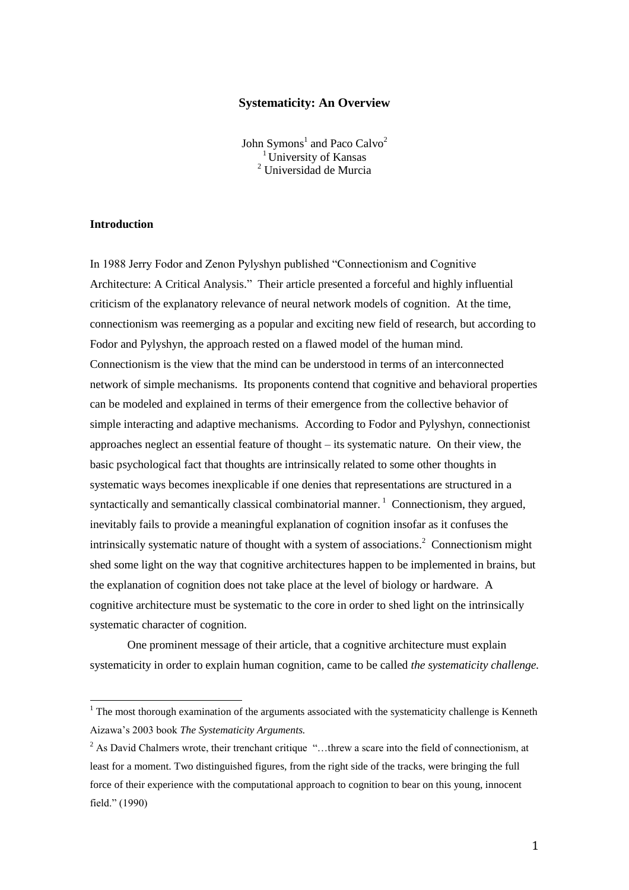# Systematicity: An Overview

John Symons[1] and Paco Calvo[2]
[1] University of Kansas
[2] Universidad de Murcia

## Introduction

In 1988 Jerry Fodor and Zenon Pylyshyn published "Connectionism and Cognitive Architecture: A Critical Analysis." Their article presented a forceful and highly influential criticism of the explanatory relevance of neural network models of cognition. At the time, connectionism was reemerging as a popular and exciting new field of research, but according to Fodor and Pylyshyn, the approach rested on a flawed model of the human mind. Connectionism is the view that the mind can be understood in terms of an interconnected network of simple mechanisms. Its proponents contend that cognitive and behavioral properties can be modeled and explained in terms of their emergence from the collective behavior of simple interacting and adaptive mechanisms. According to Fodor and Pylyshyn, connectionist approaches neglect an essential feature of thought – its systematic nature. On their view, the basic psychological fact that thoughts are intrinsically related to some other thoughts in systematic ways becomes inexplicable if one denies that representations are structured in a syntactically and semantically classical combinatorial manner.[1] Connectionism, they argued, inevitably fails to provide a meaningful explanation of cognition insofar as it confuses the intrinsically systematic nature of thought with a system of associations.[2] Connectionism might shed some light on the way that cognitive architectures happen to be implemented in brains, but the explanation of cognition does not take place at the level of biology or hardware. A cognitive architecture must be systematic to the core in order to shed light on the intrinsically systematic character of cognition.

One prominent message of their article, that a cognitive architecture must explain systematicity in order to explain human cognition, came to be called *the systematicity challenge.*

[1] The most thorough examination of the arguments associated with the systematicity challenge is Kenneth Aizawa's 2003 book *The Systematicity Arguments.*

[2] As David Chalmers wrote, their trenchant critique "…threw a scare into the field of connectionism, at least for a moment. Two distinguished figures, from the right side of the tracks, were bringing the full force of their experience with the computational approach to cognition to bear on this young, innocent field." (1990)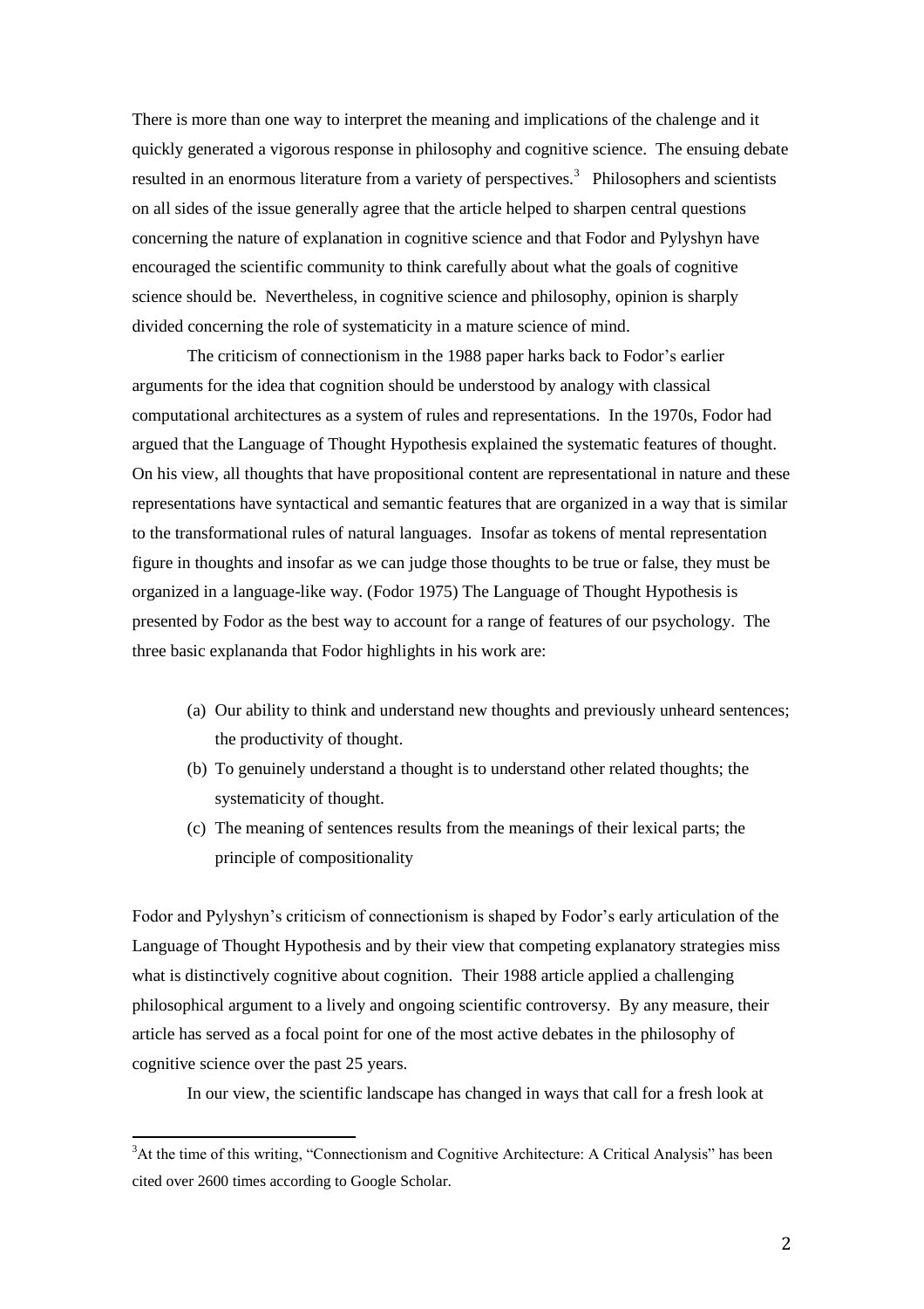There is more than one way to interpret the meaning and implications of the chalenge and it quickly generated a vigorous response in philosophy and cognitive science. The ensuing debate resulted in an enormous literature from a variety of perspectives.[3] Philosophers and scientists on all sides of the issue generally agree that the article helped to sharpen central questions concerning the nature of explanation in cognitive science and that Fodor and Pylyshyn have encouraged the scientific community to think carefully about what the goals of cognitive science should be. Nevertheless, in cognitive science and philosophy, opinion is sharply divided concerning the role of systematicity in a mature science of mind.

The criticism of connectionism in the 1988 paper harks back to Fodor's earlier arguments for the idea that cognition should be understood by analogy with classical computational architectures as a system of rules and representations. In the 1970s, Fodor had argued that the Language of Thought Hypothesis explained the systematic features of thought. On his view, all thoughts that have propositional content are representational in nature and these representations have syntactical and semantic features that are organized in a way that is similar to the transformational rules of natural languages. Insofar as tokens of mental representation figure in thoughts and insofar as we can judge those thoughts to be true or false, they must be organized in a language-like way. (Fodor 1975) The Language of Thought Hypothesis is presented by Fodor as the best way to account for a range of features of our psychology. The three basic explananda that Fodor highlights in his work are:

(a) Our ability to think and understand new thoughts and previously unheard sentences; the productivity of thought.
(b) To genuinely understand a thought is to understand other related thoughts; the systematicity of thought.
(c) The meaning of sentences results from the meanings of their lexical parts; the principle of compositionality

Fodor and Pylyshyn's criticism of connectionism is shaped by Fodor's early articulation of the Language of Thought Hypothesis and by their view that competing explanatory strategies miss what is distinctively cognitive about cognition. Their 1988 article applied a challenging philosophical argument to a lively and ongoing scientific controversy. By any measure, their article has served as a focal point for one of the most active debates in the philosophy of cognitive science over the past 25 years.

In our view, the scientific landscape has changed in ways that call for a fresh look at

[3] At the time of this writing, "Connectionism and Cognitive Architecture: A Critical Analysis" has been cited over 2600 times according to Google Scholar.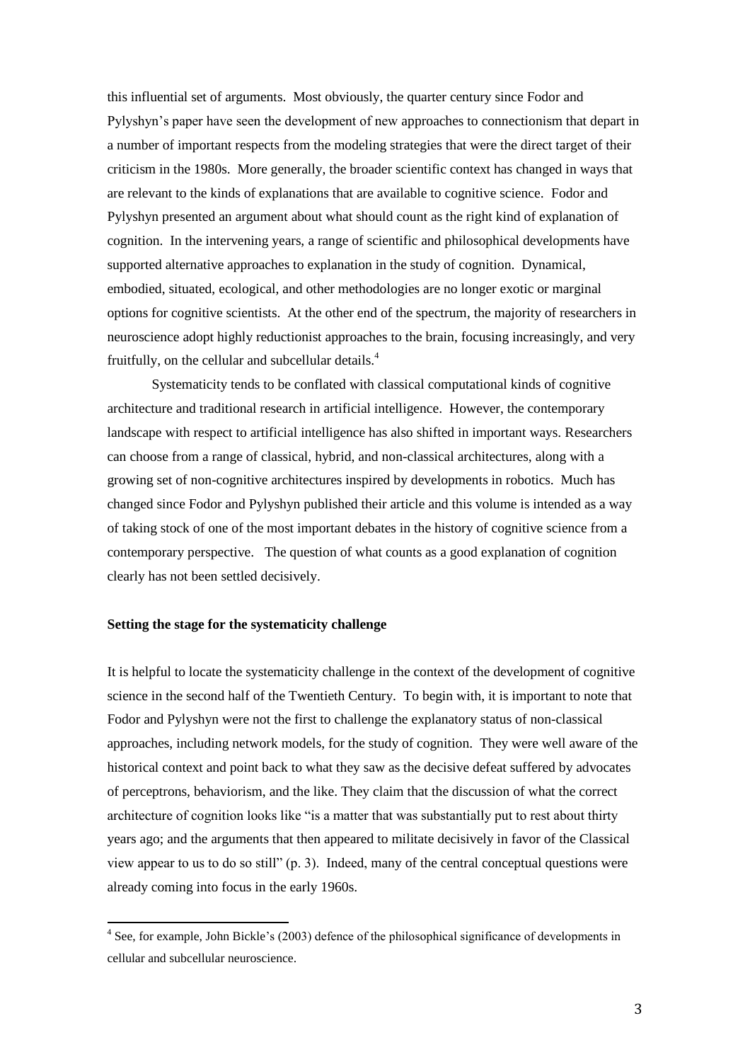this influential set of arguments. Most obviously, the quarter century since Fodor and Pylyshyn's paper have seen the development of new approaches to connectionism that depart in a number of important respects from the modeling strategies that were the direct target of their criticism in the 1980s. More generally, the broader scientific context has changed in ways that are relevant to the kinds of explanations that are available to cognitive science. Fodor and Pylyshyn presented an argument about what should count as the right kind of explanation of cognition. In the intervening years, a range of scientific and philosophical developments have supported alternative approaches to explanation in the study of cognition. Dynamical, embodied, situated, ecological, and other methodologies are no longer exotic or marginal options for cognitive scientists. At the other end of the spectrum, the majority of researchers in neuroscience adopt highly reductionist approaches to the brain, focusing increasingly, and very fruitfully, on the cellular and subcellular details.[4]

Systematicity tends to be conflated with classical computational kinds of cognitive architecture and traditional research in artificial intelligence. However, the contemporary landscape with respect to artificial intelligence has also shifted in important ways. Researchers can choose from a range of classical, hybrid, and non-classical architectures, along with a growing set of non-cognitive architectures inspired by developments in robotics. Much has changed since Fodor and Pylyshyn published their article and this volume is intended as a way of taking stock of one of the most important debates in the history of cognitive science from a contemporary perspective. The question of what counts as a good explanation of cognition clearly has not been settled decisively.

### Setting the stage for the systematicity challenge

It is helpful to locate the systematicity challenge in the context of the development of cognitive science in the second half of the Twentieth Century. To begin with, it is important to note that Fodor and Pylyshyn were not the first to challenge the explanatory status of non-classical approaches, including network models, for the study of cognition. They were well aware of the historical context and point back to what they saw as the decisive defeat suffered by advocates of perceptrons, behaviorism, and the like. They claim that the discussion of what the correct architecture of cognition looks like "is a matter that was substantially put to rest about thirty years ago; and the arguments that then appeared to militate decisively in favor of the Classical view appear to us to do so still" (p. 3). Indeed, many of the central conceptual questions were already coming into focus in the early 1960s.

---

[4] See, for example, John Bickle's (2003) defence of the philosophical significance of developments in cellular and subcellular neuroscience.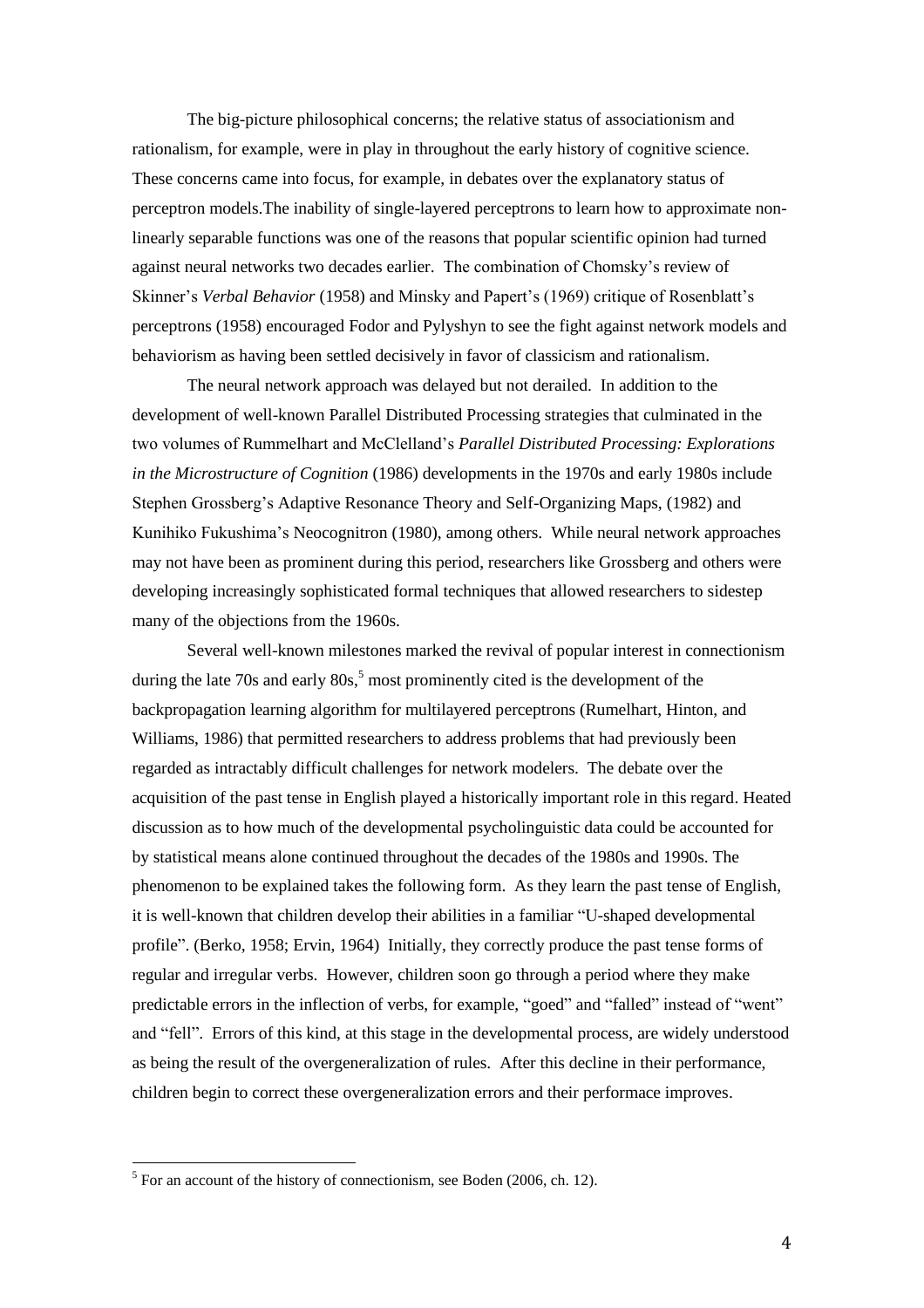The big-picture philosophical concerns; the relative status of associationism and rationalism, for example, were in play in throughout the early history of cognitive science. These concerns came into focus, for example, in debates over the explanatory status of perceptron models.The inability of single-layered perceptrons to learn how to approximate non-linearly separable functions was one of the reasons that popular scientific opinion had turned against neural networks two decades earlier. The combination of Chomsky's review of Skinner's *Verbal Behavior* (1958) and Minsky and Papert's (1969) critique of Rosenblatt's perceptrons (1958) encouraged Fodor and Pylyshyn to see the fight against network models and behaviorism as having been settled decisively in favor of classicism and rationalism.

The neural network approach was delayed but not derailed. In addition to the development of well-known Parallel Distributed Processing strategies that culminated in the two volumes of Rummelhart and McClelland's *Parallel Distributed Processing: Explorations in the Microstructure of Cognition* (1986) developments in the 1970s and early 1980s include Stephen Grossberg's Adaptive Resonance Theory and Self-Organizing Maps, (1982) and Kunihiko Fukushima's Neocognitron (1980), among others. While neural network approaches may not have been as prominent during this period, researchers like Grossberg and others were developing increasingly sophisticated formal techniques that allowed researchers to sidestep many of the objections from the 1960s.

Several well-known milestones marked the revival of popular interest in connectionism during the late 70s and early 80s,[5] most prominently cited is the development of the backpropagation learning algorithm for multilayered perceptrons (Rumelhart, Hinton, and Williams, 1986) that permitted researchers to address problems that had previously been regarded as intractably difficult challenges for network modelers. The debate over the acquisition of the past tense in English played a historically important role in this regard. Heated discussion as to how much of the developmental psycholinguistic data could be accounted for by statistical means alone continued throughout the decades of the 1980s and 1990s. The phenomenon to be explained takes the following form. As they learn the past tense of English, it is well-known that children develop their abilities in a familiar "U-shaped developmental profile". (Berko, 1958; Ervin, 1964) Initially, they correctly produce the past tense forms of regular and irregular verbs. However, children soon go through a period where they make predictable errors in the inflection of verbs, for example, "goed" and "falled" instead of "went" and "fell". Errors of this kind, at this stage in the developmental process, are widely understood as being the result of the overgeneralization of rules. After this decline in their performance, children begin to correct these overgeneralization errors and their performace improves.

[5] For an account of the history of connectionism, see Boden (2006, ch. 12).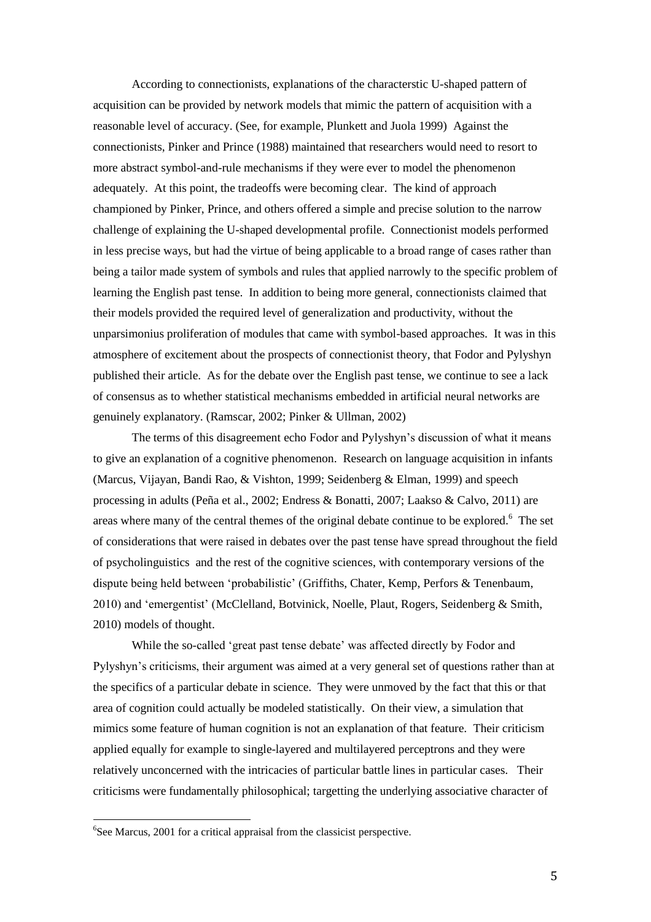According to connectionists, explanations of the characterstic U-shaped pattern of acquisition can be provided by network models that mimic the pattern of acquisition with a reasonable level of accuracy. (See, for example, Plunkett and Juola 1999) Against the connectionists, Pinker and Prince (1988) maintained that researchers would need to resort to more abstract symbol-and-rule mechanisms if they were ever to model the phenomenon adequately. At this point, the tradeoffs were becoming clear. The kind of approach championed by Pinker, Prince, and others offered a simple and precise solution to the narrow challenge of explaining the U-shaped developmental profile. Connectionist models performed in less precise ways, but had the virtue of being applicable to a broad range of cases rather than being a tailor made system of symbols and rules that applied narrowly to the specific problem of learning the English past tense. In addition to being more general, connectionists claimed that their models provided the required level of generalization and productivity, without the unparsimonius proliferation of modules that came with symbol-based approaches. It was in this atmosphere of excitement about the prospects of connectionist theory, that Fodor and Pylyshyn published their article. As for the debate over the English past tense, we continue to see a lack of consensus as to whether statistical mechanisms embedded in artificial neural networks are genuinely explanatory. (Ramscar, 2002; Pinker & Ullman, 2002)

The terms of this disagreement echo Fodor and Pylyshyn's discussion of what it means to give an explanation of a cognitive phenomenon. Research on language acquisition in infants (Marcus, Vijayan, Bandi Rao, & Vishton, 1999; Seidenberg & Elman, 1999) and speech processing in adults (Peña et al., 2002; Endress & Bonatti, 2007; Laakso & Calvo, 2011) are areas where many of the central themes of the original debate continue to be explored.[6] The set of considerations that were raised in debates over the past tense have spread throughout the field of psycholinguistics and the rest of the cognitive sciences, with contemporary versions of the dispute being held between 'probabilistic' (Griffiths, Chater, Kemp, Perfors & Tenenbaum, 2010) and 'emergentist' (McClelland, Botvinick, Noelle, Plaut, Rogers, Seidenberg & Smith, 2010) models of thought.

While the so-called 'great past tense debate' was affected directly by Fodor and Pylyshyn's criticisms, their argument was aimed at a very general set of questions rather than at the specifics of a particular debate in science. They were unmoved by the fact that this or that area of cognition could actually be modeled statistically. On their view, a simulation that mimics some feature of human cognition is not an explanation of that feature. Their criticism applied equally for example to single-layered and multilayered perceptrons and they were relatively unconcerned with the intricacies of particular battle lines in particular cases. Their criticisms were fundamentally philosophical; targetting the underlying associative character of

[6] See Marcus, 2001 for a critical appraisal from the classicist perspective.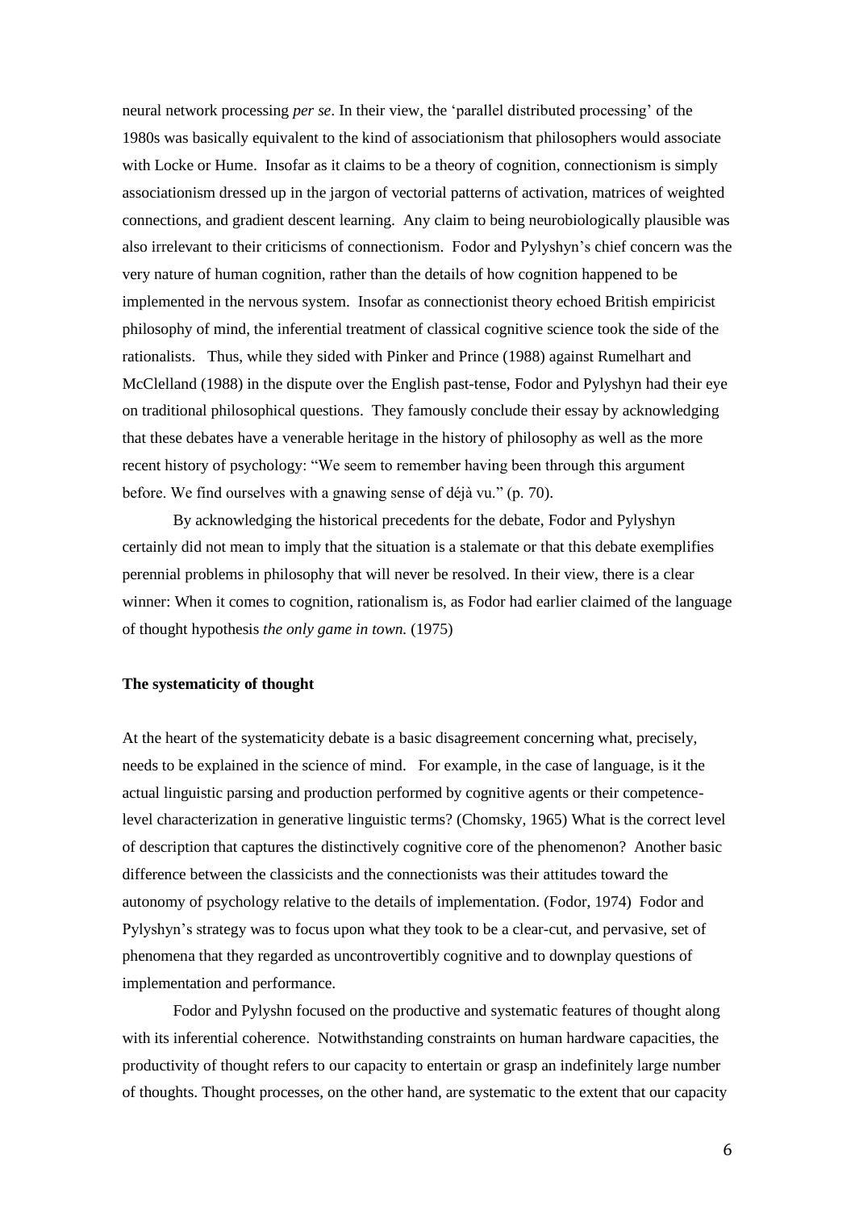neural network processing *per se*. In their view, the 'parallel distributed processing' of the 1980s was basically equivalent to the kind of associationism that philosophers would associate with Locke or Hume. Insofar as it claims to be a theory of cognition, connectionism is simply associationism dressed up in the jargon of vectorial patterns of activation, matrices of weighted connections, and gradient descent learning. Any claim to being neurobiologically plausible was also irrelevant to their criticisms of connectionism. Fodor and Pylyshyn's chief concern was the very nature of human cognition, rather than the details of how cognition happened to be implemented in the nervous system. Insofar as connectionist theory echoed British empiricist philosophy of mind, the inferential treatment of classical cognitive science took the side of the rationalists. Thus, while they sided with Pinker and Prince (1988) against Rumelhart and McClelland (1988) in the dispute over the English past-tense, Fodor and Pylyshyn had their eye on traditional philosophical questions. They famously conclude their essay by acknowledging that these debates have a venerable heritage in the history of philosophy as well as the more recent history of psychology: "We seem to remember having been through this argument before. We find ourselves with a gnawing sense of déjà vu." (p. 70).

By acknowledging the historical precedents for the debate, Fodor and Pylyshyn certainly did not mean to imply that the situation is a stalemate or that this debate exemplifies perennial problems in philosophy that will never be resolved. In their view, there is a clear winner: When it comes to cognition, rationalism is, as Fodor had earlier claimed of the language of thought hypothesis *the only game in town.* (1975)

**The systematicity of thought**

At the heart of the systematicity debate is a basic disagreement concerning what, precisely, needs to be explained in the science of mind. For example, in the case of language, is it the actual linguistic parsing and production performed by cognitive agents or their competence-level characterization in generative linguistic terms? (Chomsky, 1965) What is the correct level of description that captures the distinctively cognitive core of the phenomenon? Another basic difference between the classicists and the connectionists was their attitudes toward the autonomy of psychology relative to the details of implementation. (Fodor, 1974) Fodor and Pylyshyn's strategy was to focus upon what they took to be a clear-cut, and pervasive, set of phenomena that they regarded as uncontrovertibly cognitive and to downplay questions of implementation and performance.

Fodor and Pylyshn focused on the productive and systematic features of thought along with its inferential coherence. Notwithstanding constraints on human hardware capacities, the productivity of thought refers to our capacity to entertain or grasp an indefinitely large number of thoughts. Thought processes, on the other hand, are systematic to the extent that our capacity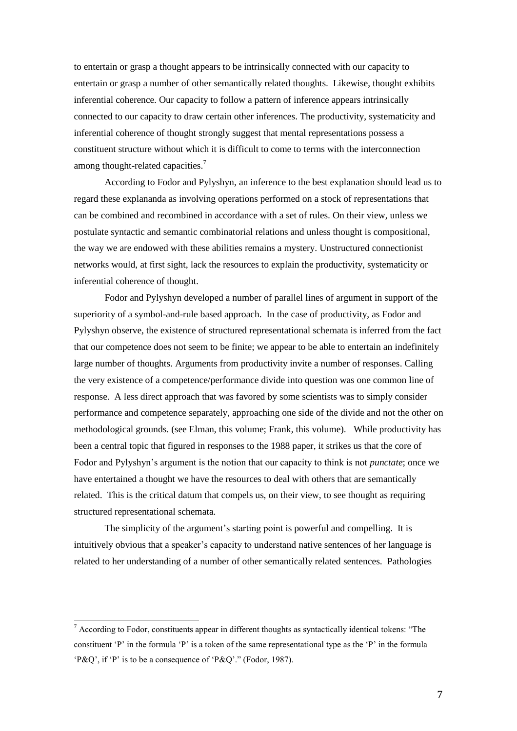to entertain or grasp a thought appears to be intrinsically connected with our capacity to entertain or grasp a number of other semantically related thoughts. Likewise, thought exhibits inferential coherence. Our capacity to follow a pattern of inference appears intrinsically connected to our capacity to draw certain other inferences. The productivity, systematicity and inferential coherence of thought strongly suggest that mental representations possess a constituent structure without which it is difficult to come to terms with the interconnection among thought-related capacities.[7]

According to Fodor and Pylyshyn, an inference to the best explanation should lead us to regard these explananda as involving operations performed on a stock of representations that can be combined and recombined in accordance with a set of rules. On their view, unless we postulate syntactic and semantic combinatorial relations and unless thought is compositional, the way we are endowed with these abilities remains a mystery. Unstructured connectionist networks would, at first sight, lack the resources to explain the productivity, systematicity or inferential coherence of thought.

Fodor and Pylyshyn developed a number of parallel lines of argument in support of the superiority of a symbol-and-rule based approach. In the case of productivity, as Fodor and Pylyshyn observe, the existence of structured representational schemata is inferred from the fact that our competence does not seem to be finite; we appear to be able to entertain an indefinitely large number of thoughts. Arguments from productivity invite a number of responses. Calling the very existence of a competence/performance divide into question was one common line of response. A less direct approach that was favored by some scientists was to simply consider performance and competence separately, approaching one side of the divide and not the other on methodological grounds. (see Elman, this volume; Frank, this volume). While productivity has been a central topic that figured in responses to the 1988 paper, it strikes us that the core of Fodor and Pylyshyn's argument is the notion that our capacity to think is not *punctate*; once we have entertained a thought we have the resources to deal with others that are semantically related. This is the critical datum that compels us, on their view, to see thought as requiring structured representational schemata.

The simplicity of the argument's starting point is powerful and compelling. It is intuitively obvious that a speaker's capacity to understand native sentences of her language is related to her understanding of a number of other semantically related sentences. Pathologies

[7] According to Fodor, constituents appear in different thoughts as syntactically identical tokens: "The constituent 'P' in the formula 'P' is a token of the same representational type as the 'P' in the formula 'P&Q', if 'P' is to be a consequence of 'P&Q'." (Fodor, 1987).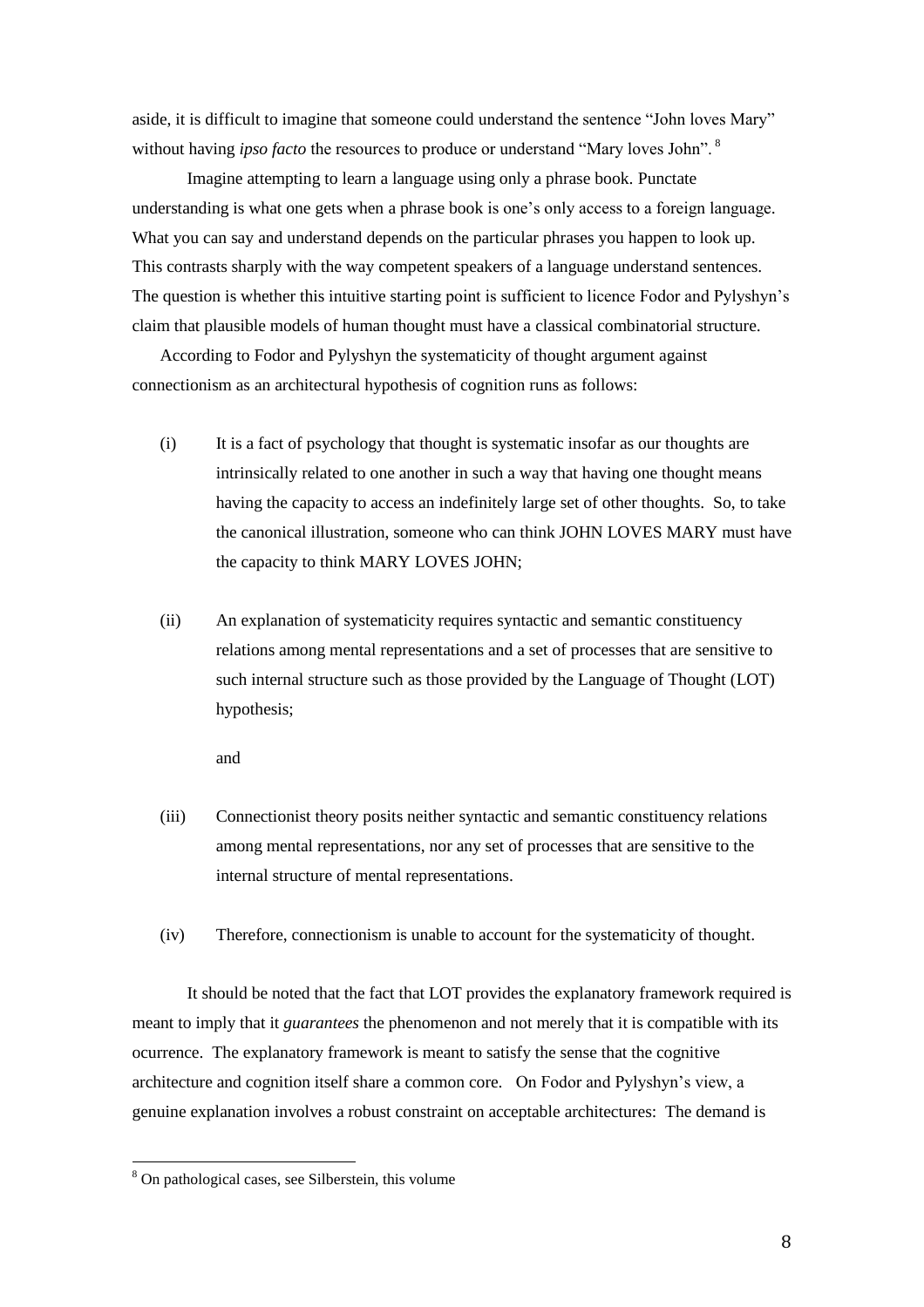aside, it is difficult to imagine that someone could understand the sentence "John loves Mary" without having *ipso facto* the resources to produce or understand "Mary loves John". [8]

Imagine attempting to learn a language using only a phrase book. Punctate understanding is what one gets when a phrase book is one's only access to a foreign language. What you can say and understand depends on the particular phrases you happen to look up. This contrasts sharply with the way competent speakers of a language understand sentences. The question is whether this intuitive starting point is sufficient to licence Fodor and Pylyshyn's claim that plausible models of human thought must have a classical combinatorial structure.

According to Fodor and Pylyshyn the systematicity of thought argument against connectionism as an architectural hypothesis of cognition runs as follows:

(i) It is a fact of psychology that thought is systematic insofar as our thoughts are intrinsically related to one another in such a way that having one thought means having the capacity to access an indefinitely large set of other thoughts. So, to take the canonical illustration, someone who can think JOHN LOVES MARY must have the capacity to think MARY LOVES JOHN;

(ii) An explanation of systematicity requires syntactic and semantic constituency relations among mental representations and a set of processes that are sensitive to such internal structure such as those provided by the Language of Thought (LOT) hypothesis;

and

(iii) Connectionist theory posits neither syntactic and semantic constituency relations among mental representations, nor any set of processes that are sensitive to the internal structure of mental representations.

(iv) Therefore, connectionism is unable to account for the systematicity of thought.

It should be noted that the fact that LOT provides the explanatory framework required is meant to imply that it *guarantees* the phenomenon and not merely that it is compatible with its ocurrence. The explanatory framework is meant to satisfy the sense that the cognitive architecture and cognition itself share a common core. On Fodor and Pylyshyn's view, a genuine explanation involves a robust constraint on acceptable architectures: The demand is

[8] On pathological cases, see Silberstein, this volume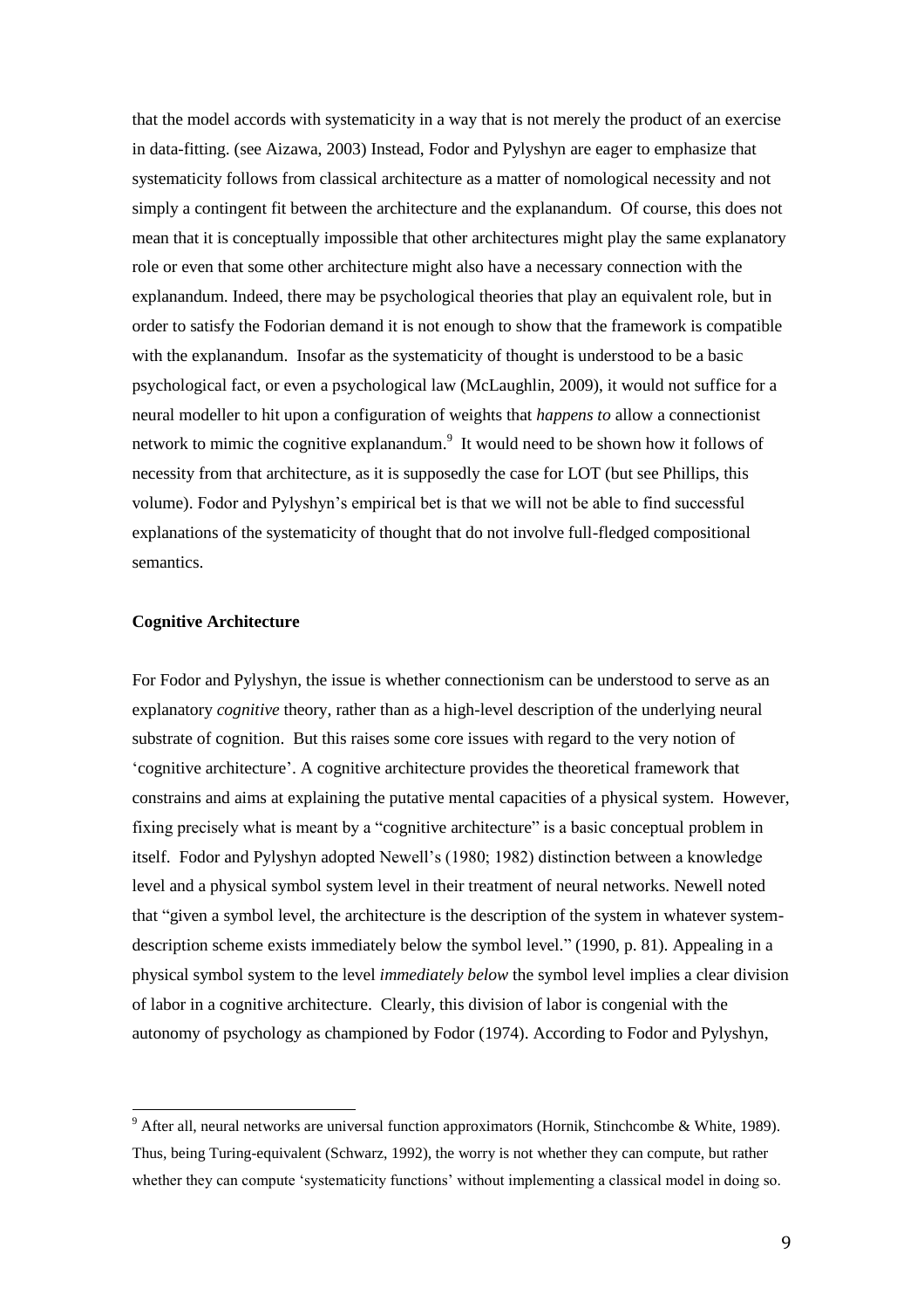that the model accords with systematicity in a way that is not merely the product of an exercise in data-fitting. (see Aizawa, 2003) Instead, Fodor and Pylyshyn are eager to emphasize that systematicity follows from classical architecture as a matter of nomological necessity and not simply a contingent fit between the architecture and the explanandum. Of course, this does not mean that it is conceptually impossible that other architectures might play the same explanatory role or even that some other architecture might also have a necessary connection with the explanandum. Indeed, there may be psychological theories that play an equivalent role, but in order to satisfy the Fodorian demand it is not enough to show that the framework is compatible with the explanandum. Insofar as the systematicity of thought is understood to be a basic psychological fact, or even a psychological law (McLaughlin, 2009), it would not suffice for a neural modeller to hit upon a configuration of weights that *happens to* allow a connectionist network to mimic the cognitive explanandum.[9] It would need to be shown how it follows of necessity from that architecture, as it is supposedly the case for LOT (but see Phillips, this volume). Fodor and Pylyshyn's empirical bet is that we will not be able to find successful explanations of the systematicity of thought that do not involve full-fledged compositional semantics.

**Cognitive Architecture**

For Fodor and Pylyshyn, the issue is whether connectionism can be understood to serve as an explanatory *cognitive* theory, rather than as a high-level description of the underlying neural substrate of cognition. But this raises some core issues with regard to the very notion of 'cognitive architecture'. A cognitive architecture provides the theoretical framework that constrains and aims at explaining the putative mental capacities of a physical system. However, fixing precisely what is meant by a "cognitive architecture" is a basic conceptual problem in itself. Fodor and Pylyshyn adopted Newell's (1980; 1982) distinction between a knowledge level and a physical symbol system level in their treatment of neural networks. Newell noted that "given a symbol level, the architecture is the description of the system in whatever system-description scheme exists immediately below the symbol level." (1990, p. 81). Appealing in a physical symbol system to the level *immediately below* the symbol level implies a clear division of labor in a cognitive architecture. Clearly, this division of labor is congenial with the autonomy of psychology as championed by Fodor (1974). According to Fodor and Pylyshyn,

[9] After all, neural networks are universal function approximators (Hornik, Stinchcombe & White, 1989). Thus, being Turing-equivalent (Schwarz, 1992), the worry is not whether they can compute, but rather whether they can compute 'systematicity functions' without implementing a classical model in doing so.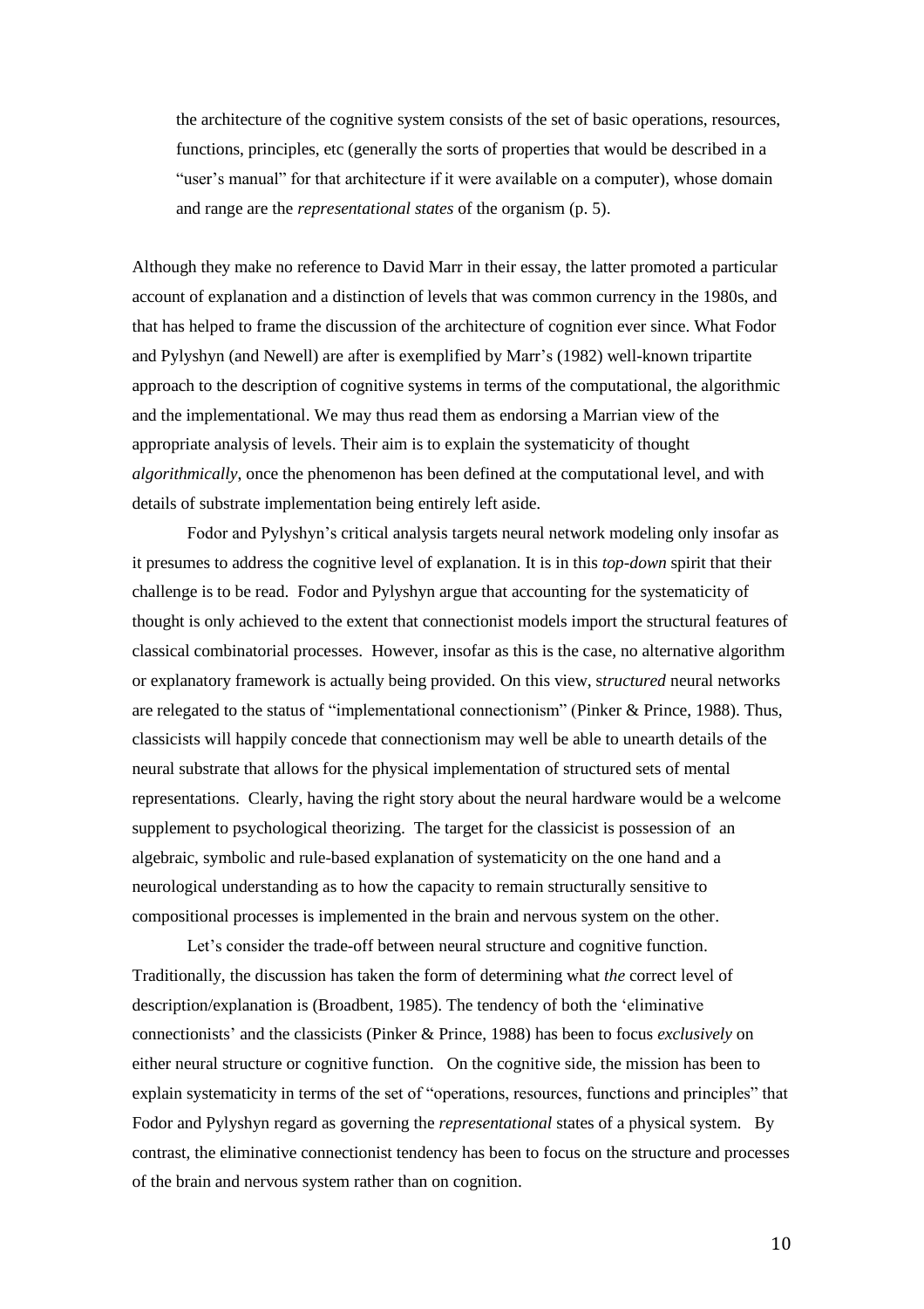> the architecture of the cognitive system consists of the set of basic operations, resources, functions, principles, etc (generally the sorts of properties that would be described in a "user's manual" for that architecture if it were available on a computer), whose domain and range are the *representational states* of the organism (p. 5).

Although they make no reference to David Marr in their essay, the latter promoted a particular account of explanation and a distinction of levels that was common currency in the 1980s, and that has helped to frame the discussion of the architecture of cognition ever since. What Fodor and Pylyshyn (and Newell) are after is exemplified by Marr's (1982) well-known tripartite approach to the description of cognitive systems in terms of the computational, the algorithmic and the implementational. We may thus read them as endorsing a Marrian view of the appropriate analysis of levels. Their aim is to explain the systematicity of thought *algorithmically*, once the phenomenon has been defined at the computational level, and with details of substrate implementation being entirely left aside.

Fodor and Pylyshyn's critical analysis targets neural network modeling only insofar as it presumes to address the cognitive level of explanation. It is in this *top-down* spirit that their challenge is to be read. Fodor and Pylyshyn argue that accounting for the systematicity of thought is only achieved to the extent that connectionist models import the structural features of classical combinatorial processes. However, insofar as this is the case, no alternative algorithm or explanatory framework is actually being provided. On this view, s*tructured* neural networks are relegated to the status of "implementational connectionism" (Pinker & Prince, 1988). Thus, classicists will happily concede that connectionism may well be able to unearth details of the neural substrate that allows for the physical implementation of structured sets of mental representations. Clearly, having the right story about the neural hardware would be a welcome supplement to psychological theorizing. The target for the classicist is possession of an algebraic, symbolic and rule-based explanation of systematicity on the one hand and a neurological understanding as to how the capacity to remain structurally sensitive to compositional processes is implemented in the brain and nervous system on the other.

Let's consider the trade-off between neural structure and cognitive function. Traditionally, the discussion has taken the form of determining what *the* correct level of description/explanation is (Broadbent, 1985). The tendency of both the 'eliminative connectionists' and the classicists (Pinker & Prince, 1988) has been to focus *exclusively* on either neural structure or cognitive function. On the cognitive side, the mission has been to explain systematicity in terms of the set of "operations, resources, functions and principles" that Fodor and Pylyshyn regard as governing the *representational* states of a physical system. By contrast, the eliminative connectionist tendency has been to focus on the structure and processes of the brain and nervous system rather than on cognition.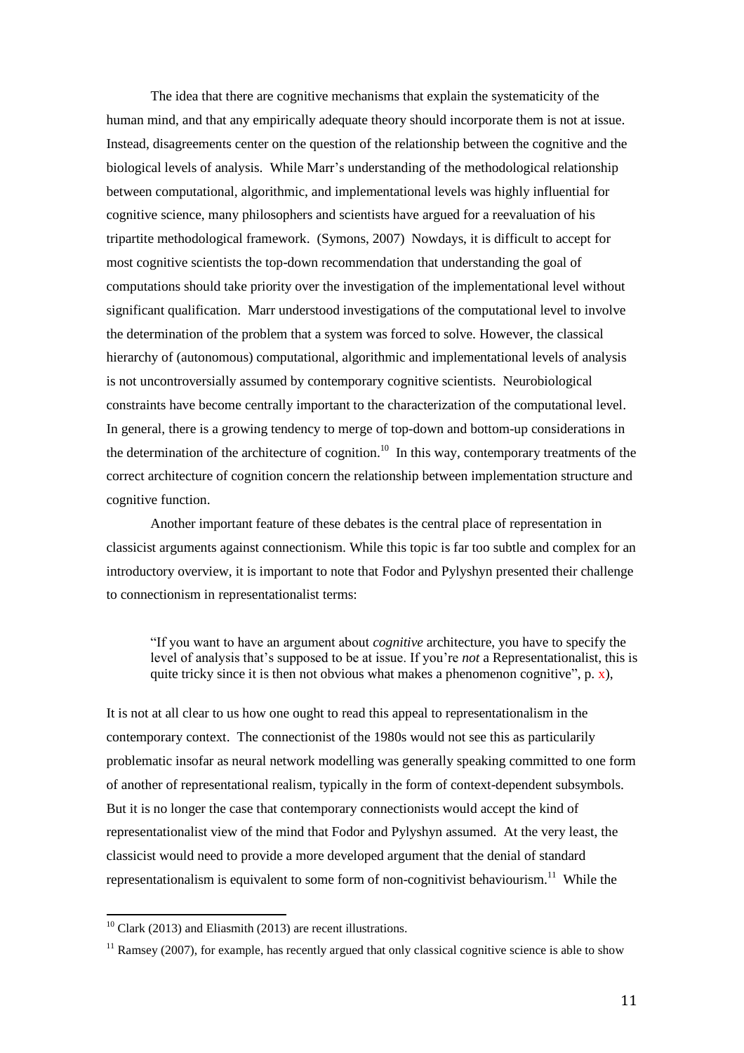The idea that there are cognitive mechanisms that explain the systematicity of the human mind, and that any empirically adequate theory should incorporate them is not at issue. Instead, disagreements center on the question of the relationship between the cognitive and the biological levels of analysis. While Marr's understanding of the methodological relationship between computational, algorithmic, and implementational levels was highly influential for cognitive science, many philosophers and scientists have argued for a reevaluation of his tripartite methodological framework. (Symons, 2007) Nowdays, it is difficult to accept for most cognitive scientists the top-down recommendation that understanding the goal of computations should take priority over the investigation of the implementational level without significant qualification. Marr understood investigations of the computational level to involve the determination of the problem that a system was forced to solve. However, the classical hierarchy of (autonomous) computational, algorithmic and implementational levels of analysis is not uncontroversially assumed by contemporary cognitive scientists. Neurobiological constraints have become centrally important to the characterization of the computational level. In general, there is a growing tendency to merge of top-down and bottom-up considerations in the determination of the architecture of cognition.[10] In this way, contemporary treatments of the correct architecture of cognition concern the relationship between implementation structure and cognitive function.

Another important feature of these debates is the central place of representation in classicist arguments against connectionism. While this topic is far too subtle and complex for an introductory overview, it is important to note that Fodor and Pylyshyn presented their challenge to connectionism in representationalist terms:

> "If you want to have an argument about *cognitive* architecture, you have to specify the level of analysis that's supposed to be at issue. If you're *not* a Representationalist, this is quite tricky since it is then not obvious what makes a phenomenon cognitive", p. x),

It is not at all clear to us how one ought to read this appeal to representationalism in the contemporary context. The connectionist of the 1980s would not see this as particularily problematic insofar as neural network modelling was generally speaking committed to one form of another of representational realism, typically in the form of context-dependent subsymbols. But it is no longer the case that contemporary connectionists would accept the kind of representationalist view of the mind that Fodor and Pylyshyn assumed. At the very least, the classicist would need to provide a more developed argument that the denial of standard representationalism is equivalent to some form of non-cognitivist behaviourism.[11] While the

---

[10] Clark (2013) and Eliasmith (2013) are recent illustrations.

[11] Ramsey (2007), for example, has recently argued that only classical cognitive science is able to show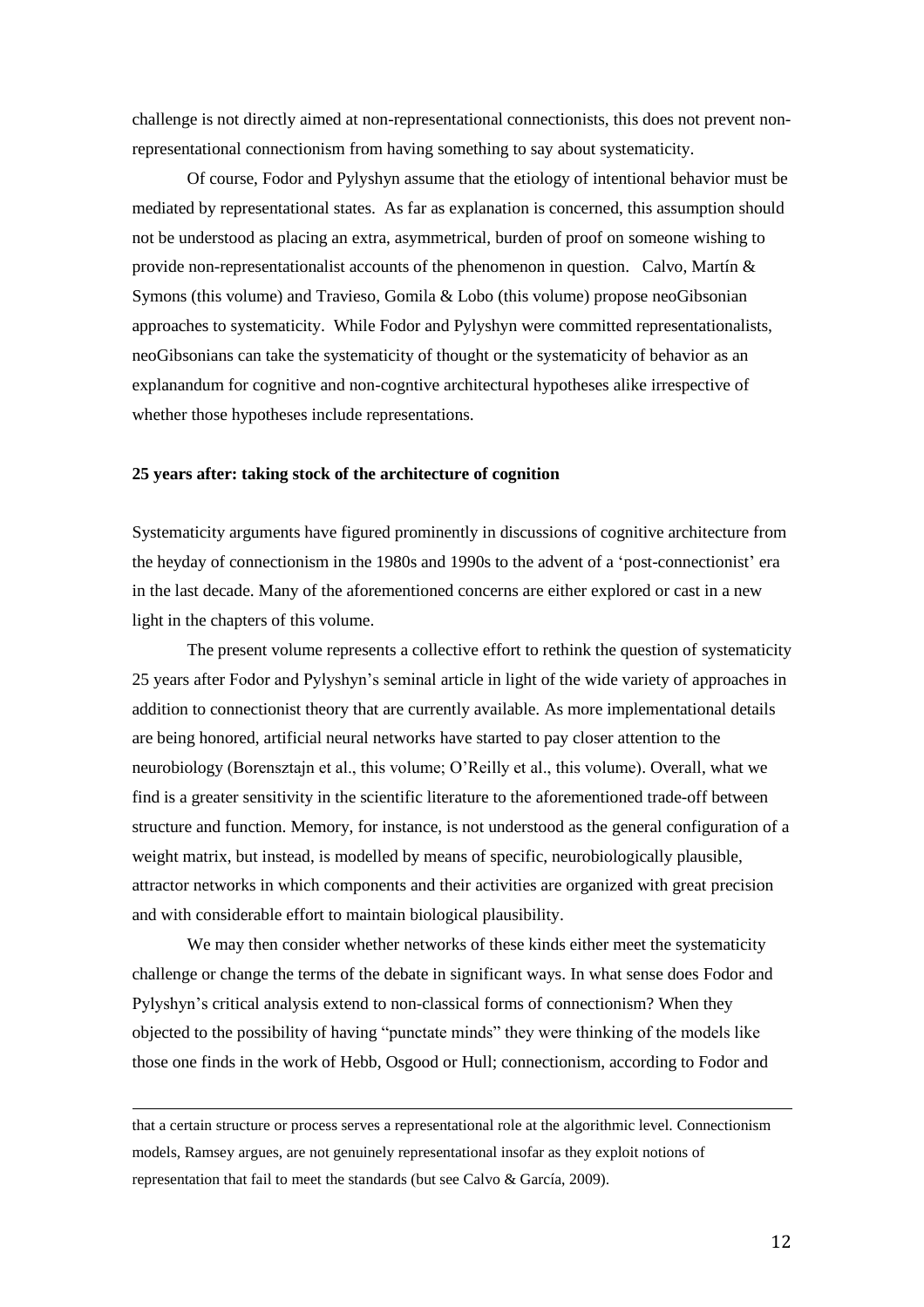challenge is not directly aimed at non-representational connectionists, this does not prevent non-representational connectionism from having something to say about systematicity.

Of course, Fodor and Pylyshyn assume that the etiology of intentional behavior must be mediated by representational states. As far as explanation is concerned, this assumption should not be understood as placing an extra, asymmetrical, burden of proof on someone wishing to provide non-representationalist accounts of the phenomenon in question. Calvo, Martín & Symons (this volume) and Travieso, Gomila & Lobo (this volume) propose neoGibsonian approaches to systematicity. While Fodor and Pylyshyn were committed representationalists, neoGibsonians can take the systematicity of thought or the systematicity of behavior as an explanandum for cognitive and non-cogntive architectural hypotheses alike irrespective of whether those hypotheses include representations.

**25 years after: taking stock of the architecture of cognition**

Systematicity arguments have figured prominently in discussions of cognitive architecture from the heyday of connectionism in the 1980s and 1990s to the advent of a 'post-connectionist' era in the last decade. Many of the aforementioned concerns are either explored or cast in a new light in the chapters of this volume.

The present volume represents a collective effort to rethink the question of systematicity 25 years after Fodor and Pylyshyn's seminal article in light of the wide variety of approaches in addition to connectionist theory that are currently available. As more implementational details are being honored, artificial neural networks have started to pay closer attention to the neurobiology (Borensztajn et al., this volume; O'Reilly et al., this volume). Overall, what we find is a greater sensitivity in the scientific literature to the aforementioned trade-off between structure and function. Memory, for instance, is not understood as the general configuration of a weight matrix, but instead, is modelled by means of specific, neurobiologically plausible, attractor networks in which components and their activities are organized with great precision and with considerable effort to maintain biological plausibility.

We may then consider whether networks of these kinds either meet the systematicity challenge or change the terms of the debate in significant ways. In what sense does Fodor and Pylyshyn's critical analysis extend to non-classical forms of connectionism? When they objected to the possibility of having "punctate minds" they were thinking of the models like those one finds in the work of Hebb, Osgood or Hull; connectionism, according to Fodor and

that a certain structure or process serves a representational role at the algorithmic level. Connectionism models, Ramsey argues, are not genuinely representational insofar as they exploit notions of representation that fail to meet the standards (but see Calvo & García, 2009).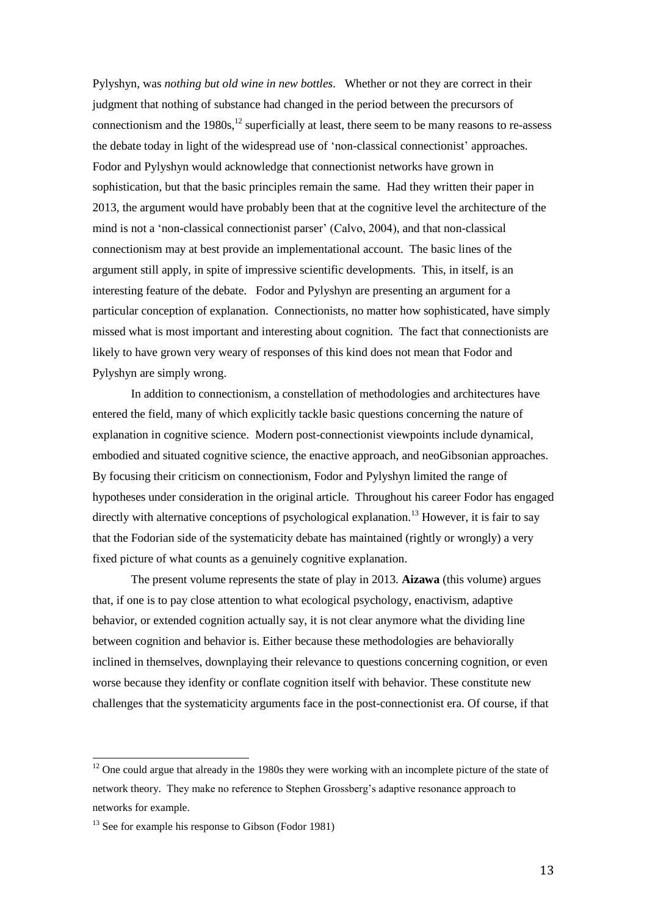Pylyshyn, was *nothing but old wine in new bottles*. Whether or not they are correct in their judgment that nothing of substance had changed in the period between the precursors of connectionism and the 1980s,[12] superficially at least, there seem to be many reasons to re-assess the debate today in light of the widespread use of 'non-classical connectionist' approaches. Fodor and Pylyshyn would acknowledge that connectionist networks have grown in sophistication, but that the basic principles remain the same. Had they written their paper in 2013, the argument would have probably been that at the cognitive level the architecture of the mind is not a 'non-classical connectionist parser' (Calvo, 2004), and that non-classical connectionism may at best provide an implementational account. The basic lines of the argument still apply, in spite of impressive scientific developments. This, in itself, is an interesting feature of the debate. Fodor and Pylyshyn are presenting an argument for a particular conception of explanation. Connectionists, no matter how sophisticated, have simply missed what is most important and interesting about cognition. The fact that connectionists are likely to have grown very weary of responses of this kind does not mean that Fodor and Pylyshyn are simply wrong.

In addition to connectionism, a constellation of methodologies and architectures have entered the field, many of which explicitly tackle basic questions concerning the nature of explanation in cognitive science. Modern post-connectionist viewpoints include dynamical, embodied and situated cognitive science, the enactive approach, and neoGibsonian approaches. By focusing their criticism on connectionism, Fodor and Pylyshyn limited the range of hypotheses under consideration in the original article. Throughout his career Fodor has engaged directly with alternative conceptions of psychological explanation.[13] However, it is fair to say that the Fodorian side of the systematicity debate has maintained (rightly or wrongly) a very fixed picture of what counts as a genuinely cognitive explanation.

The present volume represents the state of play in 2013. **Aizawa** (this volume) argues that, if one is to pay close attention to what ecological psychology, enactivism, adaptive behavior, or extended cognition actually say, it is not clear anymore what the dividing line between cognition and behavior is. Either because these methodologies are behaviorally inclined in themselves, downplaying their relevance to questions concerning cognition, or even worse because they idenfity or conflate cognition itself with behavior. These constitute new challenges that the systematicity arguments face in the post-connectionist era. Of course, if that

---

[12] One could argue that already in the 1980s they were working with an incomplete picture of the state of network theory. They make no reference to Stephen Grossberg's adaptive resonance approach to networks for example.

[13] See for example his response to Gibson (Fodor 1981)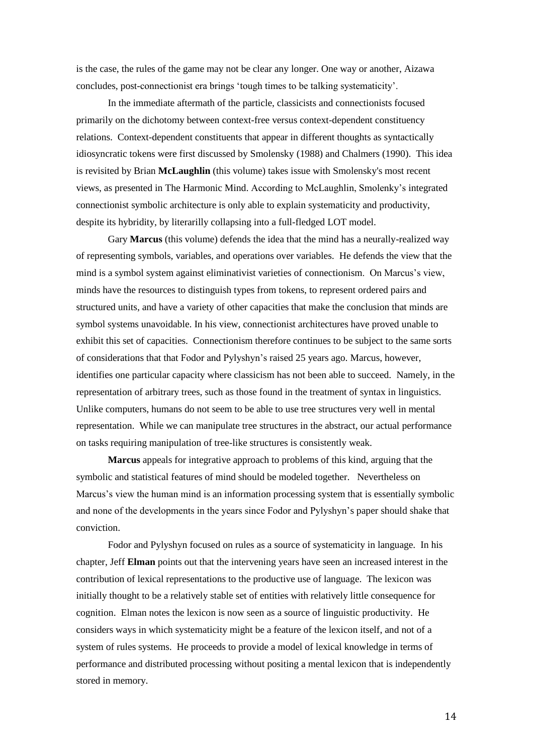is the case, the rules of the game may not be clear any longer. One way or another, Aizawa concludes, post-connectionist era brings 'tough times to be talking systematicity'.

In the immediate aftermath of the particle, classicists and connectionists focused primarily on the dichotomy between context-free versus context-dependent constituency relations. Context-dependent constituents that appear in different thoughts as syntactically idiosyncratic tokens were first discussed by Smolensky (1988) and Chalmers (1990). This idea is revisited by Brian **McLaughlin** (this volume) takes issue with Smolensky's most recent views, as presented in The Harmonic Mind. According to McLaughlin, Smolenky's integrated connectionist symbolic architecture is only able to explain systematicity and productivity, despite its hybridity, by literarilly collapsing into a full-fledged LOT model.

Gary **Marcus** (this volume) defends the idea that the mind has a neurally-realized way of representing symbols, variables, and operations over variables. He defends the view that the mind is a symbol system against eliminativist varieties of connectionism. On Marcus's view, minds have the resources to distinguish types from tokens, to represent ordered pairs and structured units, and have a variety of other capacities that make the conclusion that minds are symbol systems unavoidable. In his view, connectionist architectures have proved unable to exhibit this set of capacities. Connectionism therefore continues to be subject to the same sorts of considerations that that Fodor and Pylyshyn's raised 25 years ago. Marcus, however, identifies one particular capacity where classicism has not been able to succeed. Namely, in the representation of arbitrary trees, such as those found in the treatment of syntax in linguistics. Unlike computers, humans do not seem to be able to use tree structures very well in mental representation. While we can manipulate tree structures in the abstract, our actual performance on tasks requiring manipulation of tree-like structures is consistently weak.

**Marcus** appeals for integrative approach to problems of this kind, arguing that the symbolic and statistical features of mind should be modeled together. Nevertheless on Marcus's view the human mind is an information processing system that is essentially symbolic and none of the developments in the years since Fodor and Pylyshyn's paper should shake that conviction.

Fodor and Pylyshyn focused on rules as a source of systematicity in language. In his chapter, Jeff **Elman** points out that the intervening years have seen an increased interest in the contribution of lexical representations to the productive use of language. The lexicon was initially thought to be a relatively stable set of entities with relatively little consequence for cognition. Elman notes the lexicon is now seen as a source of linguistic productivity. He considers ways in which systematicity might be a feature of the lexicon itself, and not of a system of rules systems. He proceeds to provide a model of lexical knowledge in terms of performance and distributed processing without positing a mental lexicon that is independently stored in memory.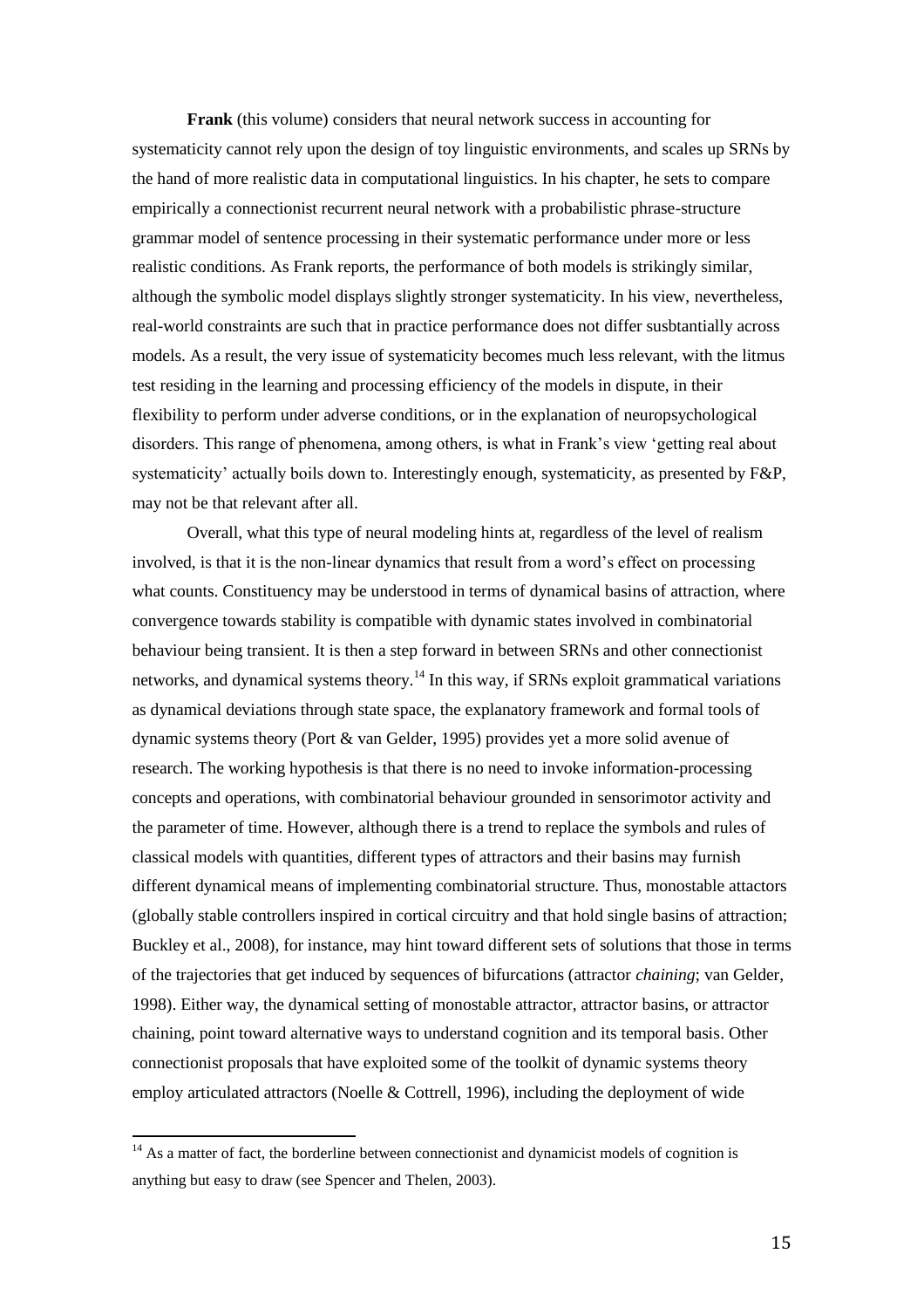**Frank** (this volume) considers that neural network success in accounting for systematicity cannot rely upon the design of toy linguistic environments, and scales up SRNs by the hand of more realistic data in computational linguistics. In his chapter, he sets to compare empirically a connectionist recurrent neural network with a probabilistic phrase-structure grammar model of sentence processing in their systematic performance under more or less realistic conditions. As Frank reports, the performance of both models is strikingly similar, although the symbolic model displays slightly stronger systematicity. In his view, nevertheless, real-world constraints are such that in practice performance does not differ susbtantially across models. As a result, the very issue of systematicity becomes much less relevant, with the litmus test residing in the learning and processing efficiency of the models in dispute, in their flexibility to perform under adverse conditions, or in the explanation of neuropsychological disorders. This range of phenomena, among others, is what in Frank's view 'getting real about systematicity' actually boils down to. Interestingly enough, systematicity, as presented by F&P, may not be that relevant after all.

Overall, what this type of neural modeling hints at, regardless of the level of realism involved, is that it is the non-linear dynamics that result from a word's effect on processing what counts. Constituency may be understood in terms of dynamical basins of attraction, where convergence towards stability is compatible with dynamic states involved in combinatorial behaviour being transient. It is then a step forward in between SRNs and other connectionist networks, and dynamical systems theory.[14] In this way, if SRNs exploit grammatical variations as dynamical deviations through state space, the explanatory framework and formal tools of dynamic systems theory (Port & van Gelder, 1995) provides yet a more solid avenue of research. The working hypothesis is that there is no need to invoke information-processing concepts and operations, with combinatorial behaviour grounded in sensorimotor activity and the parameter of time. However, although there is a trend to replace the symbols and rules of classical models with quantities, different types of attractors and their basins may furnish different dynamical means of implementing combinatorial structure. Thus, monostable attactors (globally stable controllers inspired in cortical circuitry and that hold single basins of attraction; Buckley et al., 2008), for instance, may hint toward different sets of solutions that those in terms of the trajectories that get induced by sequences of bifurcations (attractor *chaining*; van Gelder, 1998). Either way, the dynamical setting of monostable attractor, attractor basins, or attractor chaining, point toward alternative ways to understand cognition and its temporal basis. Other connectionist proposals that have exploited some of the toolkit of dynamic systems theory employ articulated attractors (Noelle & Cottrell, 1996), including the deployment of wide

[14] As a matter of fact, the borderline between connectionist and dynamicist models of cognition is anything but easy to draw (see Spencer and Thelen, 2003).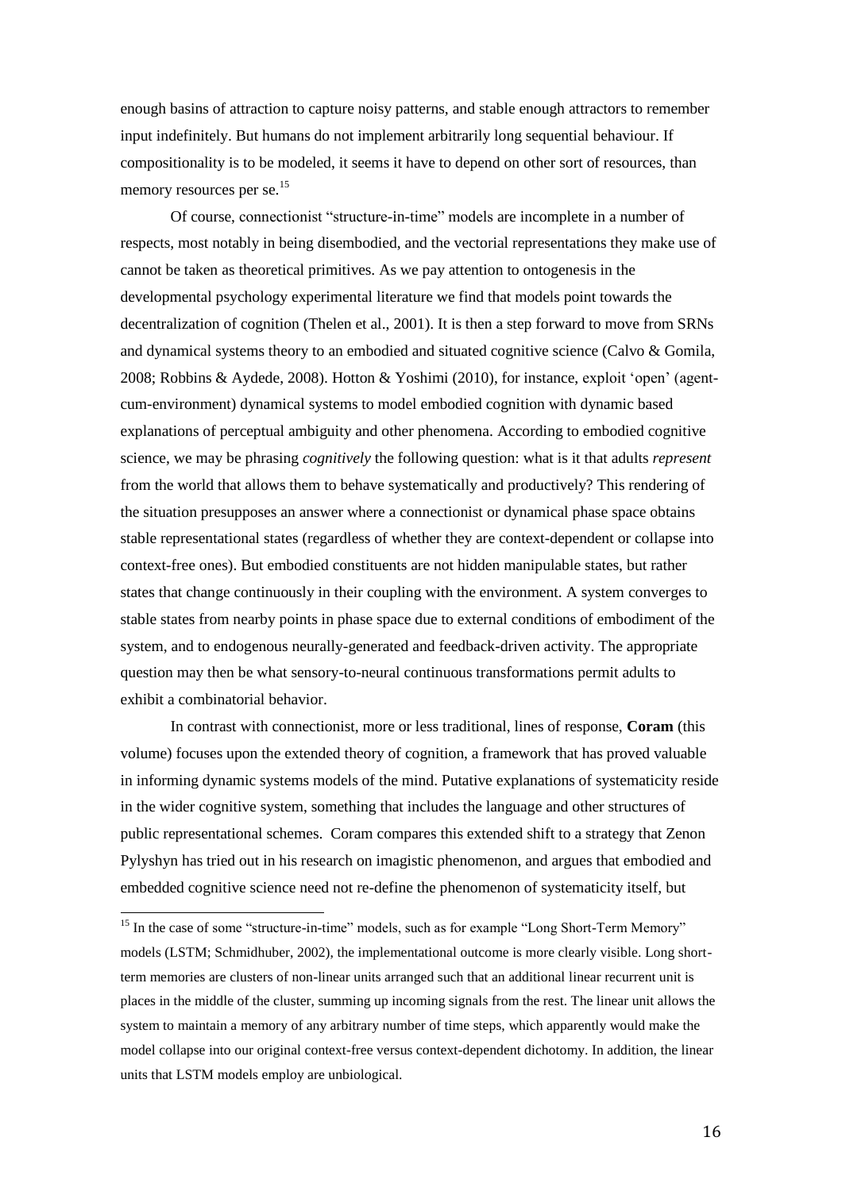enough basins of attraction to capture noisy patterns, and stable enough attractors to remember input indefinitely. But humans do not implement arbitrarily long sequential behaviour. If compositionality is to be modeled, it seems it have to depend on other sort of resources, than memory resources per se.[15]

Of course, connectionist "structure-in-time" models are incomplete in a number of respects, most notably in being disembodied, and the vectorial representations they make use of cannot be taken as theoretical primitives. As we pay attention to ontogenesis in the developmental psychology experimental literature we find that models point towards the decentralization of cognition (Thelen et al., 2001). It is then a step forward to move from SRNs and dynamical systems theory to an embodied and situated cognitive science (Calvo & Gomila, 2008; Robbins & Aydede, 2008). Hotton & Yoshimi (2010), for instance, exploit 'open' (agent-cum-environment) dynamical systems to model embodied cognition with dynamic based explanations of perceptual ambiguity and other phenomena. According to embodied cognitive science, we may be phrasing *cognitively* the following question: what is it that adults *represent* from the world that allows them to behave systematically and productively? This rendering of the situation presupposes an answer where a connectionist or dynamical phase space obtains stable representational states (regardless of whether they are context-dependent or collapse into context-free ones). But embodied constituents are not hidden manipulable states, but rather states that change continuously in their coupling with the environment. A system converges to stable states from nearby points in phase space due to external conditions of embodiment of the system, and to endogenous neurally-generated and feedback-driven activity. The appropriate question may then be what sensory-to-neural continuous transformations permit adults to exhibit a combinatorial behavior.

In contrast with connectionist, more or less traditional, lines of response, **Coram** (this volume) focuses upon the extended theory of cognition, a framework that has proved valuable in informing dynamic systems models of the mind. Putative explanations of systematicity reside in the wider cognitive system, something that includes the language and other structures of public representational schemes. Coram compares this extended shift to a strategy that Zenon Pylyshyn has tried out in his research on imagistic phenomenon, and argues that embodied and embedded cognitive science need not re-define the phenomenon of systematicity itself, but

---

[15] In the case of some "structure-in-time" models, such as for example "Long Short-Term Memory" models (LSTM; Schmidhuber, 2002), the implementational outcome is more clearly visible. Long short-term memories are clusters of non-linear units arranged such that an additional linear recurrent unit is places in the middle of the cluster, summing up incoming signals from the rest. The linear unit allows the system to maintain a memory of any arbitrary number of time steps, which apparently would make the model collapse into our original context-free versus context-dependent dichotomy. In addition, the linear units that LSTM models employ are unbiological.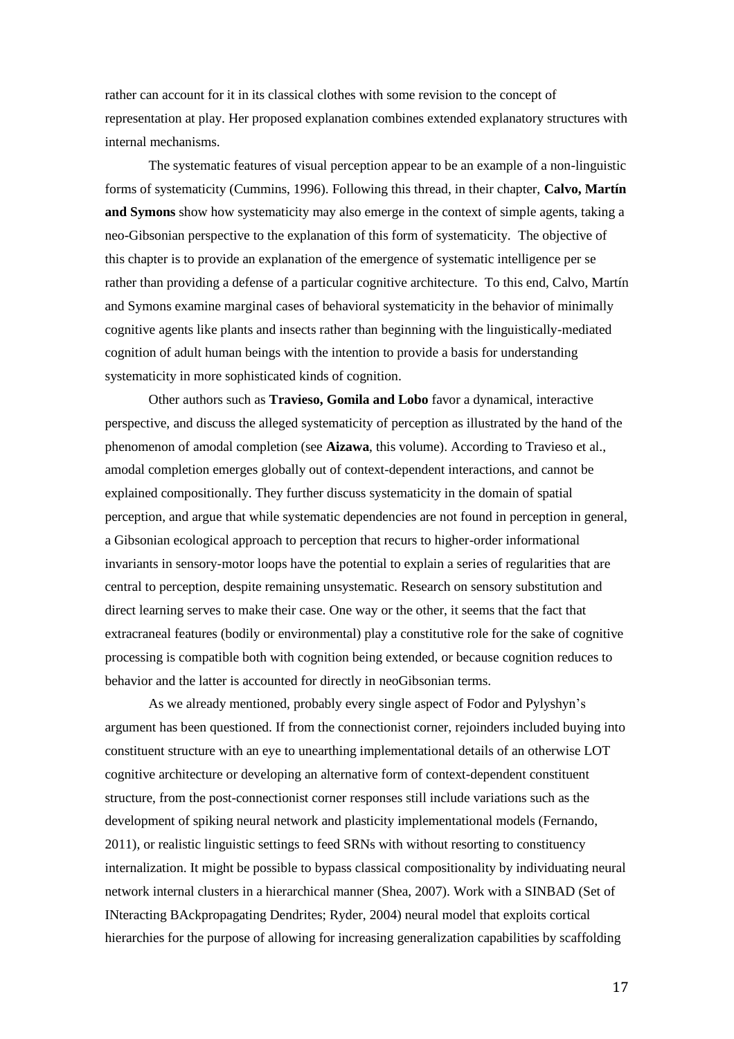rather can account for it in its classical clothes with some revision to the concept of representation at play. Her proposed explanation combines extended explanatory structures with internal mechanisms.

The systematic features of visual perception appear to be an example of a non-linguistic forms of systematicity (Cummins, 1996). Following this thread, in their chapter, **Calvo, Martín and Symons** show how systematicity may also emerge in the context of simple agents, taking a neo-Gibsonian perspective to the explanation of this form of systematicity. The objective of this chapter is to provide an explanation of the emergence of systematic intelligence per se rather than providing a defense of a particular cognitive architecture. To this end, Calvo, Martín and Symons examine marginal cases of behavioral systematicity in the behavior of minimally cognitive agents like plants and insects rather than beginning with the linguistically-mediated cognition of adult human beings with the intention to provide a basis for understanding systematicity in more sophisticated kinds of cognition.

Other authors such as **Travieso, Gomila and Lobo** favor a dynamical, interactive perspective, and discuss the alleged systematicity of perception as illustrated by the hand of the phenomenon of amodal completion (see **Aizawa**, this volume). According to Travieso et al., amodal completion emerges globally out of context-dependent interactions, and cannot be explained compositionally. They further discuss systematicity in the domain of spatial perception, and argue that while systematic dependencies are not found in perception in general, a Gibsonian ecological approach to perception that recurs to higher-order informational invariants in sensory-motor loops have the potential to explain a series of regularities that are central to perception, despite remaining unsystematic. Research on sensory substitution and direct learning serves to make their case. One way or the other, it seems that the fact that extracraneal features (bodily or environmental) play a constitutive role for the sake of cognitive processing is compatible both with cognition being extended, or because cognition reduces to behavior and the latter is accounted for directly in neoGibsonian terms.

As we already mentioned, probably every single aspect of Fodor and Pylyshyn's argument has been questioned. If from the connectionist corner, rejoinders included buying into constituent structure with an eye to unearthing implementational details of an otherwise LOT cognitive architecture or developing an alternative form of context-dependent constituent structure, from the post-connectionist corner responses still include variations such as the development of spiking neural network and plasticity implementational models (Fernando, 2011), or realistic linguistic settings to feed SRNs with without resorting to constituency internalization. It might be possible to bypass classical compositionality by individuating neural network internal clusters in a hierarchical manner (Shea, 2007). Work with a SINBAD (Set of INteracting BAckpropagating Dendrites; Ryder, 2004) neural model that exploits cortical hierarchies for the purpose of allowing for increasing generalization capabilities by scaffolding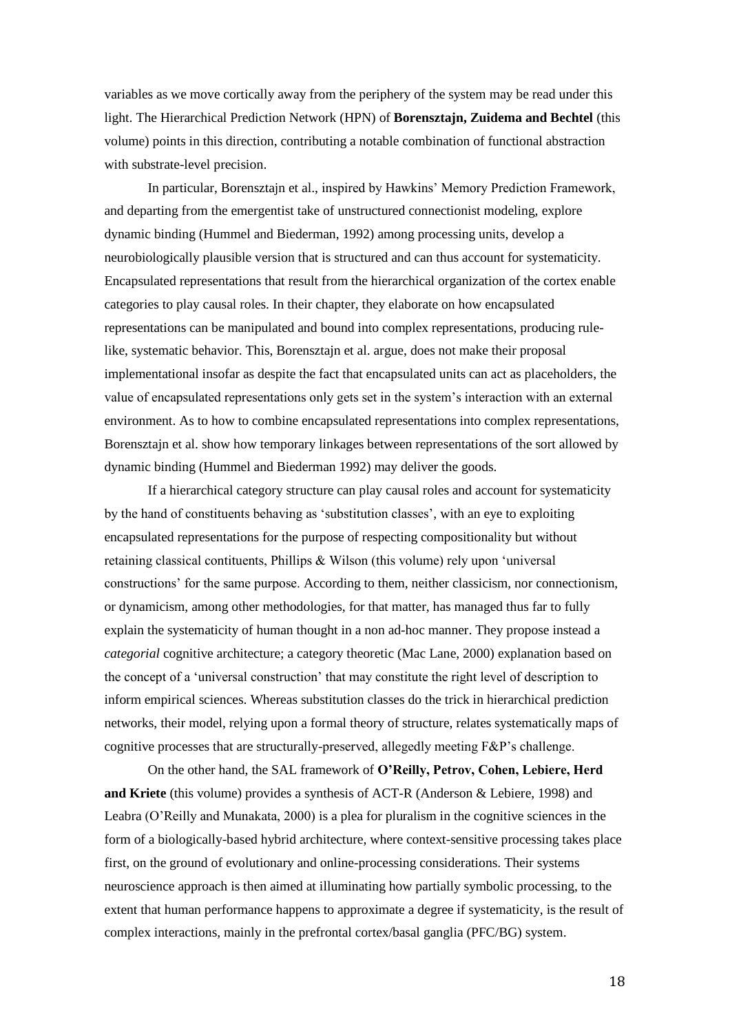variables as we move cortically away from the periphery of the system may be read under this light. The Hierarchical Prediction Network (HPN) of **Borensztajn, Zuidema and Bechtel** (this volume) points in this direction, contributing a notable combination of functional abstraction with substrate-level precision.

In particular, Borensztajn et al., inspired by Hawkins' Memory Prediction Framework, and departing from the emergentist take of unstructured connectionist modeling, explore dynamic binding (Hummel and Biederman, 1992) among processing units, develop a neurobiologically plausible version that is structured and can thus account for systematicity. Encapsulated representations that result from the hierarchical organization of the cortex enable categories to play causal roles. In their chapter, they elaborate on how encapsulated representations can be manipulated and bound into complex representations, producing rule-like, systematic behavior. This, Borensztajn et al. argue, does not make their proposal implementational insofar as despite the fact that encapsulated units can act as placeholders, the value of encapsulated representations only gets set in the system's interaction with an external environment. As to how to combine encapsulated representations into complex representations, Borensztajn et al. show how temporary linkages between representations of the sort allowed by dynamic binding (Hummel and Biederman 1992) may deliver the goods.

If a hierarchical category structure can play causal roles and account for systematicity by the hand of constituents behaving as 'substitution classes', with an eye to exploiting encapsulated representations for the purpose of respecting compositionality but without retaining classical contituents, Phillips & Wilson (this volume) rely upon 'universal constructions' for the same purpose. According to them, neither classicism, nor connectionism, or dynamicism, among other methodologies, for that matter, has managed thus far to fully explain the systematicity of human thought in a non ad-hoc manner. They propose instead a *categorial* cognitive architecture; a category theoretic (Mac Lane, 2000) explanation based on the concept of a 'universal construction' that may constitute the right level of description to inform empirical sciences. Whereas substitution classes do the trick in hierarchical prediction networks, their model, relying upon a formal theory of structure, relates systematically maps of cognitive processes that are structurally-preserved, allegedly meeting F&P's challenge.

On the other hand, the SAL framework of **O'Reilly, Petrov, Cohen, Lebiere, Herd and Kriete** (this volume) provides a synthesis of ACT-R (Anderson & Lebiere, 1998) and Leabra (O'Reilly and Munakata, 2000) is a plea for pluralism in the cognitive sciences in the form of a biologically-based hybrid architecture, where context-sensitive processing takes place first, on the ground of evolutionary and online-processing considerations. Their systems neuroscience approach is then aimed at illuminating how partially symbolic processing, to the extent that human performance happens to approximate a degree if systematicity, is the result of complex interactions, mainly in the prefrontal cortex/basal ganglia (PFC/BG) system.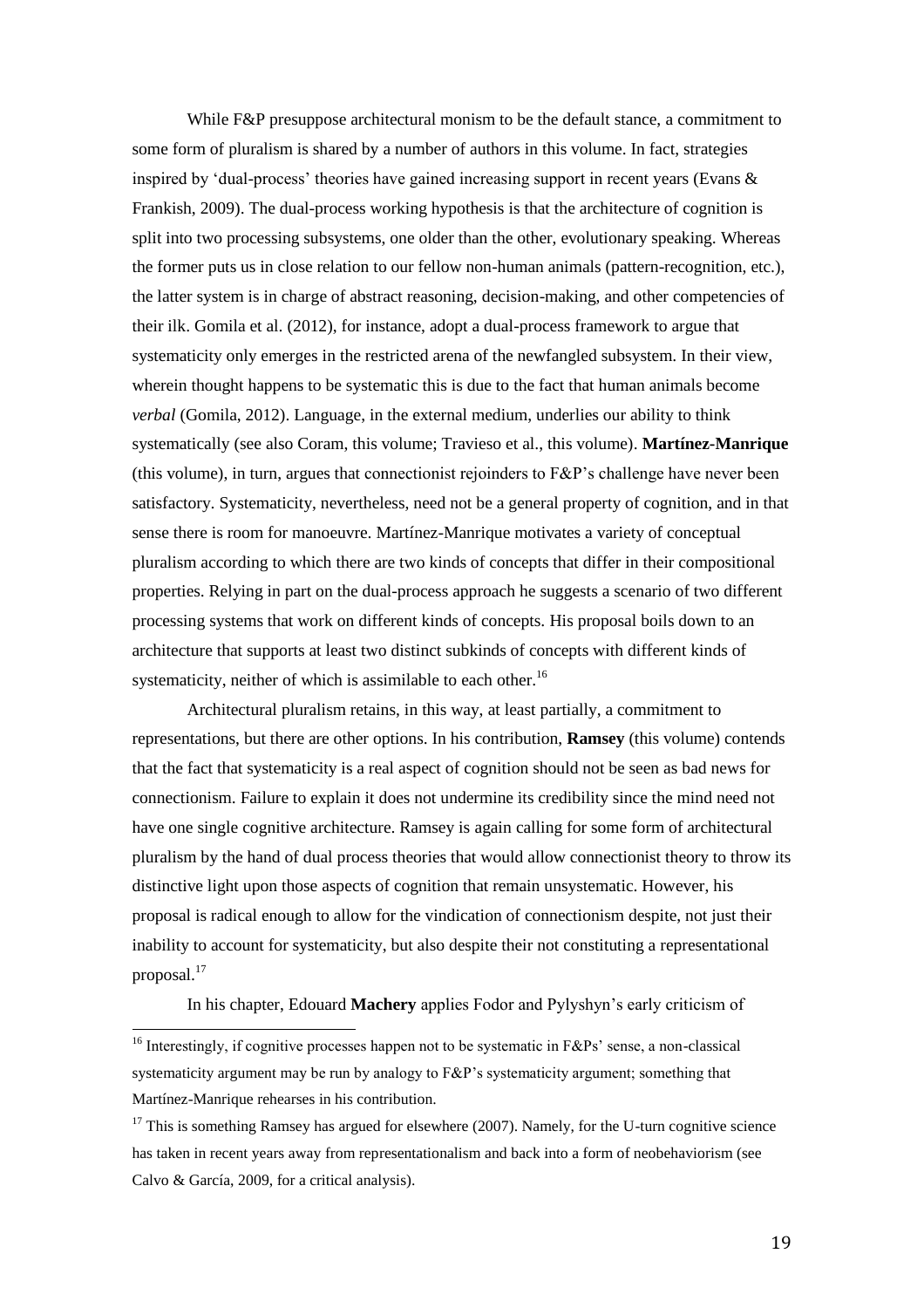While F&P presuppose architectural monism to be the default stance, a commitment to some form of pluralism is shared by a number of authors in this volume. In fact, strategies inspired by 'dual-process' theories have gained increasing support in recent years (Evans & Frankish, 2009). The dual-process working hypothesis is that the architecture of cognition is split into two processing subsystems, one older than the other, evolutionary speaking. Whereas the former puts us in close relation to our fellow non-human animals (pattern-recognition, etc.), the latter system is in charge of abstract reasoning, decision-making, and other competencies of their ilk. Gomila et al. (2012), for instance, adopt a dual-process framework to argue that systematicity only emerges in the restricted arena of the newfangled subsystem. In their view, wherein thought happens to be systematic this is due to the fact that human animals become *verbal* (Gomila, 2012). Language, in the external medium, underlies our ability to think systematically (see also Coram, this volume; Travieso et al., this volume). **Martínez-Manrique** (this volume), in turn, argues that connectionist rejoinders to F&P's challenge have never been satisfactory. Systematicity, nevertheless, need not be a general property of cognition, and in that sense there is room for manoeuvre. Martínez-Manrique motivates a variety of conceptual pluralism according to which there are two kinds of concepts that differ in their compositional properties. Relying in part on the dual-process approach he suggests a scenario of two different processing systems that work on different kinds of concepts. His proposal boils down to an architecture that supports at least two distinct subkinds of concepts with different kinds of systematicity, neither of which is assimilable to each other.[16]

Architectural pluralism retains, in this way, at least partially, a commitment to representations, but there are other options. In his contribution, **Ramsey** (this volume) contends that the fact that systematicity is a real aspect of cognition should not be seen as bad news for connectionism. Failure to explain it does not undermine its credibility since the mind need not have one single cognitive architecture. Ramsey is again calling for some form of architectural pluralism by the hand of dual process theories that would allow connectionist theory to throw its distinctive light upon those aspects of cognition that remain unsystematic. However, his proposal is radical enough to allow for the vindication of connectionism despite, not just their inability to account for systematicity, but also despite their not constituting a representational proposal.[17]

In his chapter, Edouard **Machery** applies Fodor and Pylyshyn's early criticism of

---

[16] Interestingly, if cognitive processes happen not to be systematic in F&Ps' sense, a non-classical systematicity argument may be run by analogy to F&P's systematicity argument; something that Martínez-Manrique rehearses in his contribution.

[17] This is something Ramsey has argued for elsewhere (2007). Namely, for the U-turn cognitive science has taken in recent years away from representationalism and back into a form of neobehaviorism (see Calvo & García, 2009, for a critical analysis).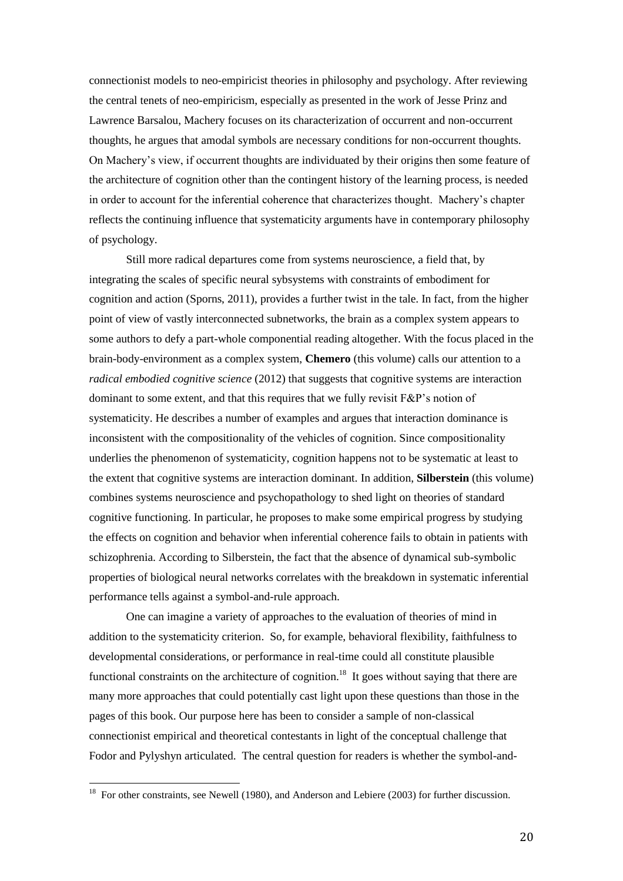connectionist models to neo-empiricist theories in philosophy and psychology. After reviewing the central tenets of neo-empiricism, especially as presented in the work of Jesse Prinz and Lawrence Barsalou, Machery focuses on its characterization of occurrent and non-occurrent thoughts, he argues that amodal symbols are necessary conditions for non-occurrent thoughts. On Machery's view, if occurrent thoughts are individuated by their origins then some feature of the architecture of cognition other than the contingent history of the learning process, is needed in order to account for the inferential coherence that characterizes thought. Machery's chapter reflects the continuing influence that systematicity arguments have in contemporary philosophy of psychology.

Still more radical departures come from systems neuroscience, a field that, by integrating the scales of specific neural sybsystems with constraints of embodiment for cognition and action (Sporns, 2011), provides a further twist in the tale. In fact, from the higher point of view of vastly interconnected subnetworks, the brain as a complex system appears to some authors to defy a part-whole componential reading altogether. With the focus placed in the brain-body-environment as a complex system, **Chemero** (this volume) calls our attention to a *radical embodied cognitive science* (2012) that suggests that cognitive systems are interaction dominant to some extent, and that this requires that we fully revisit F&P's notion of systematicity. He describes a number of examples and argues that interaction dominance is inconsistent with the compositionality of the vehicles of cognition. Since compositionality underlies the phenomenon of systematicity, cognition happens not to be systematic at least to the extent that cognitive systems are interaction dominant. In addition, **Silberstein** (this volume) combines systems neuroscience and psychopathology to shed light on theories of standard cognitive functioning. In particular, he proposes to make some empirical progress by studying the effects on cognition and behavior when inferential coherence fails to obtain in patients with schizophrenia. According to Silberstein, the fact that the absence of dynamical sub-symbolic properties of biological neural networks correlates with the breakdown in systematic inferential performance tells against a symbol-and-rule approach.

One can imagine a variety of approaches to the evaluation of theories of mind in addition to the systematicity criterion. So, for example, behavioral flexibility, faithfulness to developmental considerations, or performance in real-time could all constitute plausible functional constraints on the architecture of cognition.[18] It goes without saying that there are many more approaches that could potentially cast light upon these questions than those in the pages of this book. Our purpose here has been to consider a sample of non-classical connectionist empirical and theoretical contestants in light of the conceptual challenge that Fodor and Pylyshyn articulated. The central question for readers is whether the symbol-and-

[18] For other constraints, see Newell (1980), and Anderson and Lebiere (2003) for further discussion.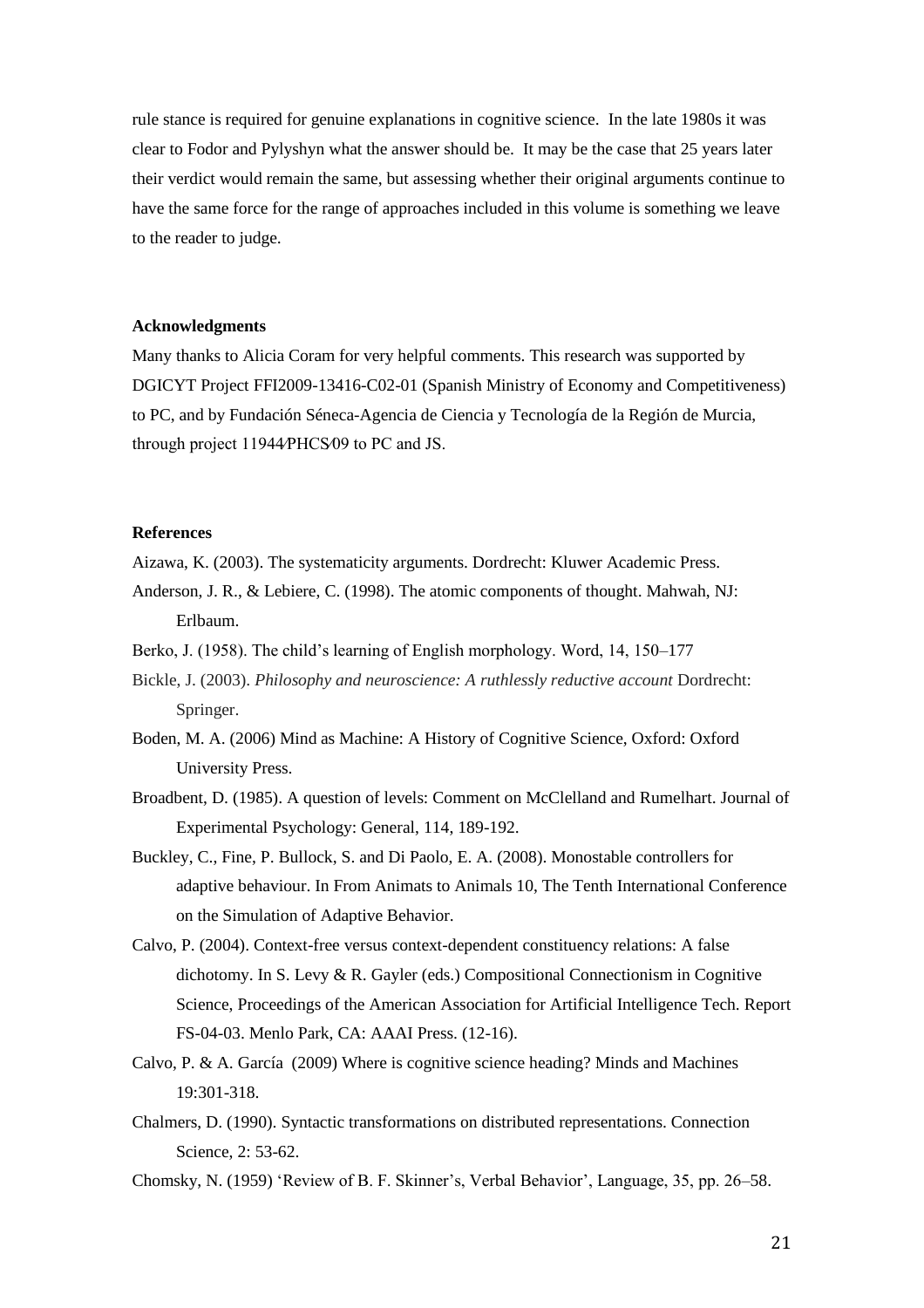rule stance is required for genuine explanations in cognitive science. In the late 1980s it was clear to Fodor and Pylyshyn what the answer should be. It may be the case that 25 years later their verdict would remain the same, but assessing whether their original arguments continue to have the same force for the range of approaches included in this volume is something we leave to the reader to judge.

### Acknowledgments

Many thanks to Alicia Coram for very helpful comments. This research was supported by DGICYT Project FFI2009-13416-C02-01 (Spanish Ministry of Economy and Competitiveness) to PC, and by Fundación Séneca-Agencia de Ciencia y Tecnología de la Región de Murcia, through project 11944/PHCS/09 to PC and JS.

### References

Aizawa, K. (2003). The systematicity arguments. Dordrecht: Kluwer Academic Press.

Anderson, J. R., & Lebiere, C. (1998). The atomic components of thought. Mahwah, NJ: Erlbaum.

Berko, J. (1958). The child's learning of English morphology. Word, 14, 150–177

Bickle, J. (2003). *Philosophy and neuroscience: A ruthlessly reductive account* Dordrecht: Springer.

Boden, M. A. (2006) Mind as Machine: A History of Cognitive Science, Oxford: Oxford University Press.

Broadbent, D. (1985). A question of levels: Comment on McClelland and Rumelhart. Journal of Experimental Psychology: General, 114, 189-192.

Buckley, C., Fine, P. Bullock, S. and Di Paolo, E. A. (2008). Monostable controllers for adaptive behaviour. In From Animats to Animals 10, The Tenth International Conference on the Simulation of Adaptive Behavior.

Calvo, P. (2004). Context-free versus context-dependent constituency relations: A false dichotomy. In S. Levy & R. Gayler (eds.) Compositional Connectionism in Cognitive Science, Proceedings of the American Association for Artificial Intelligence Tech. Report FS-04-03. Menlo Park, CA: AAAI Press. (12-16).

Calvo, P. & A. García (2009) Where is cognitive science heading? Minds and Machines 19:301-318.

Chalmers, D. (1990). Syntactic transformations on distributed representations. Connection Science, 2: 53-62.

Chomsky, N. (1959) 'Review of B. F. Skinner's, Verbal Behavior', Language, 35, pp. 26–58.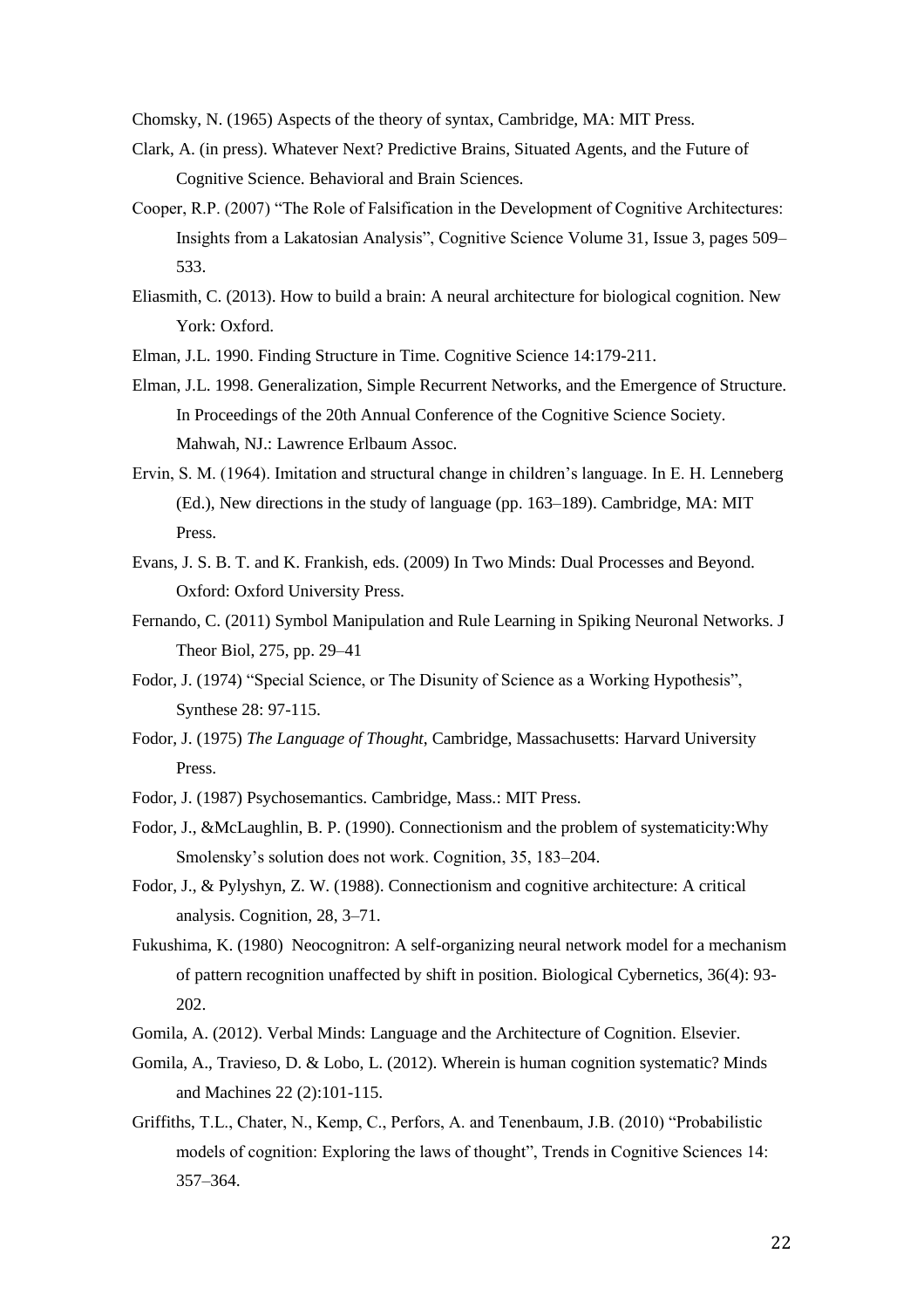Chomsky, N. (1965) Aspects of the theory of syntax, Cambridge, MA: MIT Press.

Clark, A. (in press). Whatever Next? Predictive Brains, Situated Agents, and the Future of Cognitive Science. Behavioral and Brain Sciences.

Cooper, R.P. (2007) "The Role of Falsification in the Development of Cognitive Architectures: Insights from a Lakatosian Analysis", Cognitive Science Volume 31, Issue 3, pages 509–533.

Eliasmith, C. (2013). How to build a brain: A neural architecture for biological cognition. New York: Oxford.

Elman, J.L. 1990. Finding Structure in Time. Cognitive Science 14:179-211.

Elman, J.L. 1998. Generalization, Simple Recurrent Networks, and the Emergence of Structure. In Proceedings of the 20th Annual Conference of the Cognitive Science Society. Mahwah, NJ.: Lawrence Erlbaum Assoc.

Ervin, S. M. (1964). Imitation and structural change in children's language. In E. H. Lenneberg (Ed.), New directions in the study of language (pp. 163–189). Cambridge, MA: MIT Press.

Evans, J. S. B. T. and K. Frankish, eds. (2009) In Two Minds: Dual Processes and Beyond. Oxford: Oxford University Press.

Fernando, C. (2011) Symbol Manipulation and Rule Learning in Spiking Neuronal Networks. J Theor Biol, 275, pp. 29–41

Fodor, J. (1974) "Special Science, or The Disunity of Science as a Working Hypothesis", Synthese 28: 97-115.

Fodor, J. (1975) *The Language of Thought*, Cambridge, Massachusetts: Harvard University Press.

Fodor, J. (1987) Psychosemantics. Cambridge, Mass.: MIT Press.

Fodor, J., &McLaughlin, B. P. (1990). Connectionism and the problem of systematicity:Why Smolensky's solution does not work. Cognition, 35, 183–204.

Fodor, J., & Pylyshyn, Z. W. (1988). Connectionism and cognitive architecture: A critical analysis. Cognition, 28, 3–71.

Fukushima, K. (1980) Neocognitron: A self-organizing neural network model for a mechanism of pattern recognition unaffected by shift in position. Biological Cybernetics, 36(4): 93-202.

Gomila, A. (2012). Verbal Minds: Language and the Architecture of Cognition. Elsevier.

Gomila, A., Travieso, D. & Lobo, L. (2012). Wherein is human cognition systematic? Minds and Machines 22 (2):101-115.

Griffiths, T.L., Chater, N., Kemp, C., Perfors, A. and Tenenbaum, J.B. (2010) "Probabilistic models of cognition: Exploring the laws of thought", Trends in Cognitive Sciences 14: 357–364.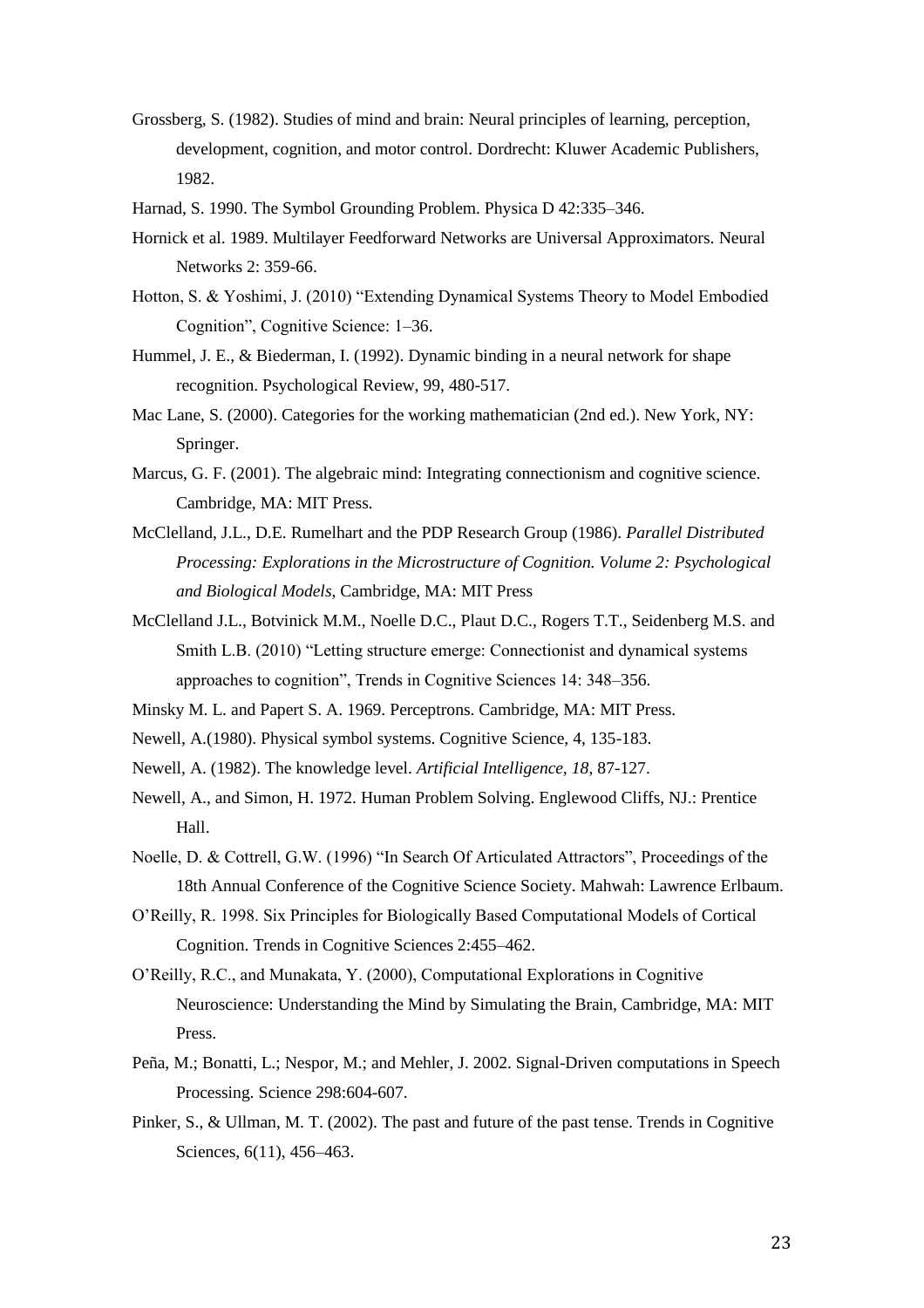Grossberg, S. (1982). Studies of mind and brain: Neural principles of learning, perception, development, cognition, and motor control. Dordrecht: Kluwer Academic Publishers, 1982.

Harnad, S. 1990. The Symbol Grounding Problem. Physica D 42:335–346.

Hornick et al. 1989. Multilayer Feedforward Networks are Universal Approximators. Neural Networks 2: 359-66.

Hotton, S. & Yoshimi, J. (2010) "Extending Dynamical Systems Theory to Model Embodied Cognition", Cognitive Science: 1–36.

Hummel, J. E., & Biederman, I. (1992). Dynamic binding in a neural network for shape recognition. Psychological Review, 99, 480-517.

Mac Lane, S. (2000). Categories for the working mathematician (2nd ed.). New York, NY: Springer.

Marcus, G. F. (2001). The algebraic mind: Integrating connectionism and cognitive science. Cambridge, MA: MIT Press.

McClelland, J.L., D.E. Rumelhart and the PDP Research Group (1986). *Parallel Distributed Processing: Explorations in the Microstructure of Cognition. Volume 2: Psychological and Biological Models*, Cambridge, MA: MIT Press

McClelland J.L., Botvinick M.M., Noelle D.C., Plaut D.C., Rogers T.T., Seidenberg M.S. and Smith L.B. (2010) "Letting structure emerge: Connectionist and dynamical systems approaches to cognition", Trends in Cognitive Sciences 14: 348–356.

Minsky M. L. and Papert S. A. 1969. Perceptrons. Cambridge, MA: MIT Press.

Newell, A.(1980). Physical symbol systems. Cognitive Science, 4, 135-183.

Newell, A. (1982). The knowledge level. *Artificial Intelligence, 18*, 87-127.

Newell, A., and Simon, H. 1972. Human Problem Solving. Englewood Cliffs, NJ.: Prentice Hall.

Noelle, D. & Cottrell, G.W. (1996) "In Search Of Articulated Attractors", Proceedings of the 18th Annual Conference of the Cognitive Science Society. Mahwah: Lawrence Erlbaum.

O'Reilly, R. 1998. Six Principles for Biologically Based Computational Models of Cortical Cognition. Trends in Cognitive Sciences 2:455–462.

O'Reilly, R.C., and Munakata, Y. (2000), Computational Explorations in Cognitive Neuroscience: Understanding the Mind by Simulating the Brain, Cambridge, MA: MIT Press.

Peña, M.; Bonatti, L.; Nespor, M.; and Mehler, J. 2002. Signal-Driven computations in Speech Processing. Science 298:604-607.

Pinker, S., & Ullman, M. T. (2002). The past and future of the past tense. Trends in Cognitive Sciences, 6(11), 456–463.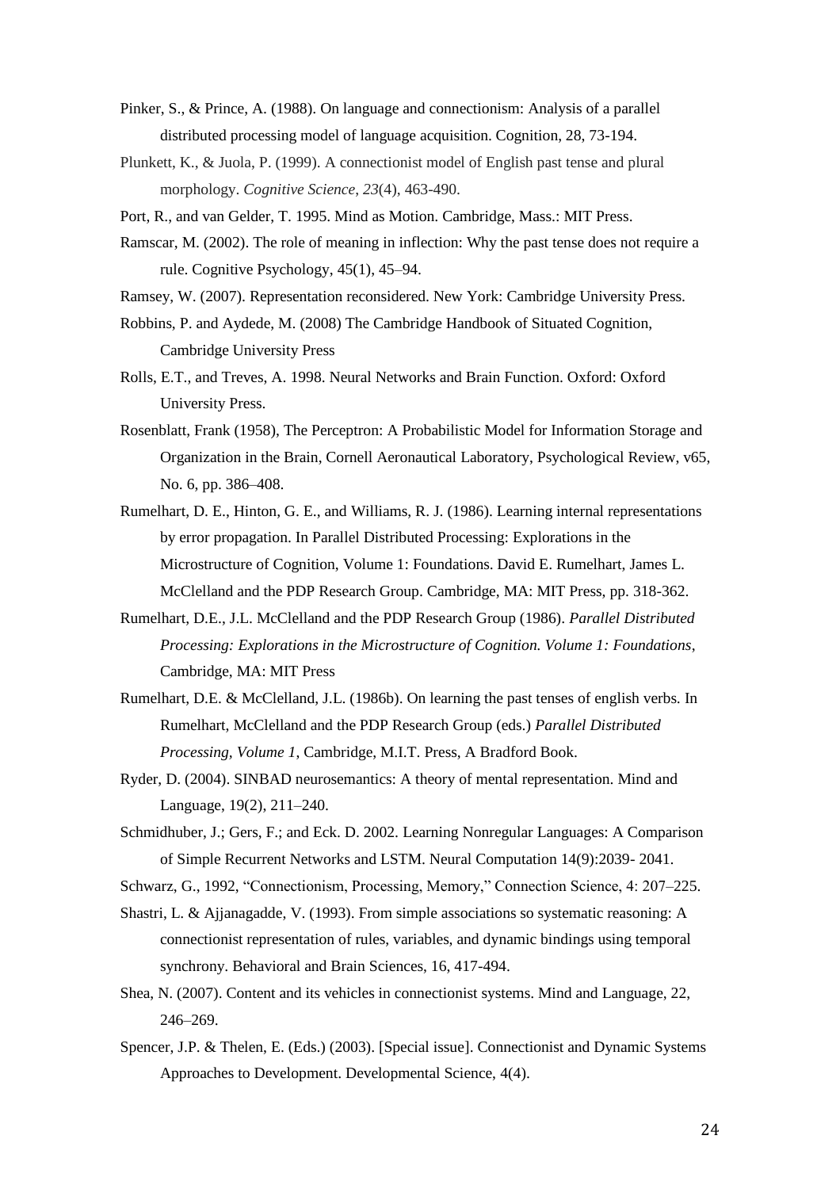Pinker, S., & Prince, A. (1988). On language and connectionism: Analysis of a parallel distributed processing model of language acquisition. Cognition, 28, 73-194.

Plunkett, K., & Juola, P. (1999). A connectionist model of English past tense and plural morphology. *Cognitive Science*, *23*(4), 463-490.

Port, R., and van Gelder, T. 1995. Mind as Motion. Cambridge, Mass.: MIT Press.

Ramscar, M. (2002). The role of meaning in inflection: Why the past tense does not require a rule. Cognitive Psychology, 45(1), 45–94.

Ramsey, W. (2007). Representation reconsidered. New York: Cambridge University Press.

Robbins, P. and Aydede, M. (2008) The Cambridge Handbook of Situated Cognition, Cambridge University Press

Rolls, E.T., and Treves, A. 1998. Neural Networks and Brain Function. Oxford: Oxford University Press.

Rosenblatt, Frank (1958), The Perceptron: A Probabilistic Model for Information Storage and Organization in the Brain, Cornell Aeronautical Laboratory, Psychological Review, v65, No. 6, pp. 386–408.

Rumelhart, D. E., Hinton, G. E., and Williams, R. J. (1986). Learning internal representations by error propagation. In Parallel Distributed Processing: Explorations in the Microstructure of Cognition, Volume 1: Foundations. David E. Rumelhart, James L. McClelland and the PDP Research Group. Cambridge, MA: MIT Press, pp. 318-362.

Rumelhart, D.E., J.L. McClelland and the PDP Research Group (1986). *Parallel Distributed Processing: Explorations in the Microstructure of Cognition. Volume 1: Foundations*, Cambridge, MA: MIT Press

Rumelhart, D.E. & McClelland, J.L. (1986b). On learning the past tenses of english verbs. In Rumelhart, McClelland and the PDP Research Group (eds.) *Parallel Distributed Processing, Volume 1*, Cambridge, M.I.T. Press, A Bradford Book.

Ryder, D. (2004). SINBAD neurosemantics: A theory of mental representation. Mind and Language, 19(2), 211–240.

Schmidhuber, J.; Gers, F.; and Eck. D. 2002. Learning Nonregular Languages: A Comparison of Simple Recurrent Networks and LSTM. Neural Computation 14(9):2039- 2041.

Schwarz, G., 1992, "Connectionism, Processing, Memory," Connection Science, 4: 207–225.

Shastri, L. & Ajjanagadde, V. (1993). From simple associations so systematic reasoning: A connectionist representation of rules, variables, and dynamic bindings using temporal synchrony. Behavioral and Brain Sciences, 16, 417-494.

Shea, N. (2007). Content and its vehicles in connectionist systems. Mind and Language, 22, 246–269.

Spencer, J.P. & Thelen, E. (Eds.) (2003). [Special issue]. Connectionist and Dynamic Systems Approaches to Development. Developmental Science, 4(4).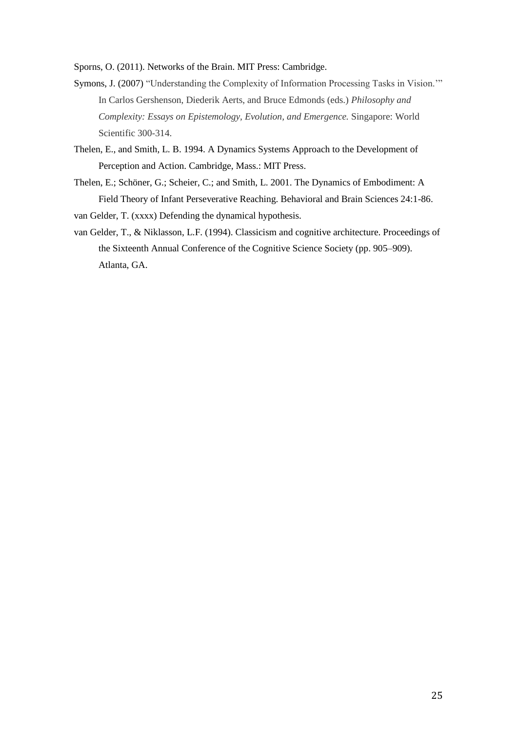Sporns, O. (2011). Networks of the Brain. MIT Press: Cambridge.

Symons, J. (2007) "Understanding the Complexity of Information Processing Tasks in Vision.'" In Carlos Gershenson, Diederik Aerts, and Bruce Edmonds (eds.) *Philosophy and Complexity: Essays on Epistemology, Evolution, and Emergence.* Singapore: World Scientific 300-314.

Thelen, E., and Smith, L. B. 1994. A Dynamics Systems Approach to the Development of Perception and Action. Cambridge, Mass.: MIT Press.

Thelen, E.; Schöner, G.; Scheier, C.; and Smith, L. 2001. The Dynamics of Embodiment: A Field Theory of Infant Perseverative Reaching. Behavioral and Brain Sciences 24:1-86.

van Gelder, T. (xxxx) Defending the dynamical hypothesis.

van Gelder, T., & Niklasson, L.F. (1994). Classicism and cognitive architecture. Proceedings of the Sixteenth Annual Conference of the Cognitive Science Society (pp. 905–909). Atlanta, GA.